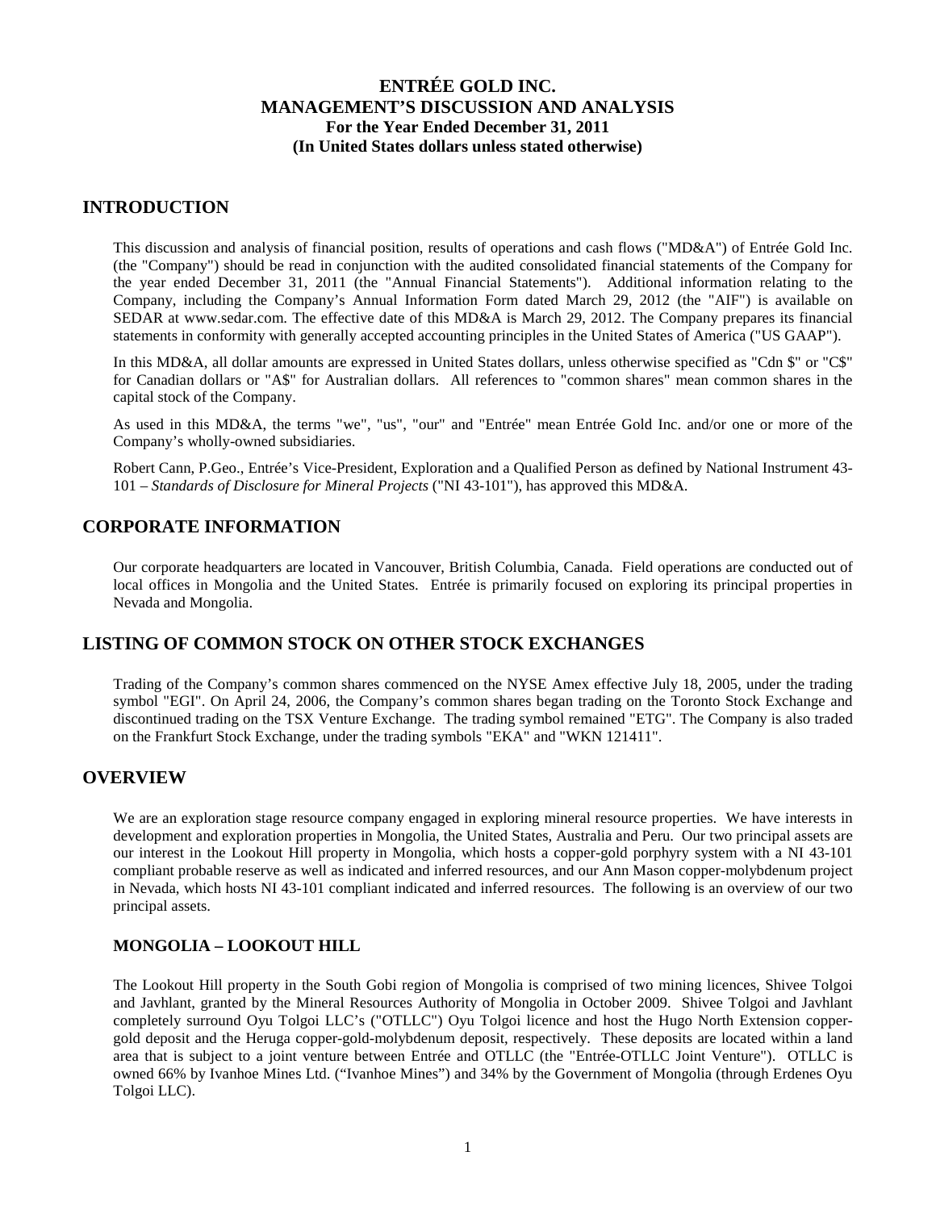# ENTRÉE GOLD INC.
# MANAGEMENT'S DISCUSSION AND ANALYSIS
**For the Year Ended December 31, 2011**
**(In United States dollars unless stated otherwise)**

## INTRODUCTION

This discussion and analysis of financial position, results of operations and cash flows ("MD&A") of Entrée Gold Inc. (the "Company") should be read in conjunction with the audited consolidated financial statements of the Company for the year ended December 31, 2011 (the "Annual Financial Statements"). Additional information relating to the Company, including the Company's Annual Information Form dated March 29, 2012 (the "AIF") is available on SEDAR at www.sedar.com. The effective date of this MD&A is March 29, 2012. The Company prepares its financial statements in conformity with generally accepted accounting principles in the United States of America ("US GAAP").

In this MD&A, all dollar amounts are expressed in United States dollars, unless otherwise specified as "Cdn $" or "C$" for Canadian dollars or "A$" for Australian dollars. All references to "common shares" mean common shares in the capital stock of the Company.

As used in this MD&A, the terms "we", "us", "our" and "Entrée" mean Entrée Gold Inc. and/or one or more of the Company's wholly-owned subsidiaries.

Robert Cann, P.Geo., Entrée's Vice-President, Exploration and a Qualified Person as defined by National Instrument 43-101 – *Standards of Disclosure for Mineral Projects* ("NI 43-101"), has approved this MD&A.

## CORPORATE INFORMATION

Our corporate headquarters are located in Vancouver, British Columbia, Canada. Field operations are conducted out of local offices in Mongolia and the United States. Entrée is primarily focused on exploring its principal properties in Nevada and Mongolia.

## LISTING OF COMMON STOCK ON OTHER STOCK EXCHANGES

Trading of the Company's common shares commenced on the NYSE Amex effective July 18, 2005, under the trading symbol "EGI". On April 24, 2006, the Company's common shares began trading on the Toronto Stock Exchange and discontinued trading on the TSX Venture Exchange. The trading symbol remained "ETG". The Company is also traded on the Frankfurt Stock Exchange, under the trading symbols "EKA" and "WKN 121411".

## OVERVIEW

We are an exploration stage resource company engaged in exploring mineral resource properties. We have interests in development and exploration properties in Mongolia, the United States, Australia and Peru. Our two principal assets are our interest in the Lookout Hill property in Mongolia, which hosts a copper-gold porphyry system with a NI 43-101 compliant probable reserve as well as indicated and inferred resources, and our Ann Mason copper-molybdenum project in Nevada, which hosts NI 43-101 compliant indicated and inferred resources. The following is an overview of our two principal assets.

### MONGOLIA – LOOKOUT HILL

The Lookout Hill property in the South Gobi region of Mongolia is comprised of two mining licences, Shivee Tolgoi and Javhlant, granted by the Mineral Resources Authority of Mongolia in October 2009. Shivee Tolgoi and Javhlant completely surround Oyu Tolgoi LLC's ("OTLLC") Oyu Tolgoi licence and host the Hugo North Extension copper-gold deposit and the Heruga copper-gold-molybdenum deposit, respectively. These deposits are located within a land area that is subject to a joint venture between Entrée and OTLLC (the "Entrée-OTLLC Joint Venture"). OTLLC is owned 66% by Ivanhoe Mines Ltd. ("Ivanhoe Mines") and 34% by the Government of Mongolia (through Erdenes Oyu Tolgoi LLC).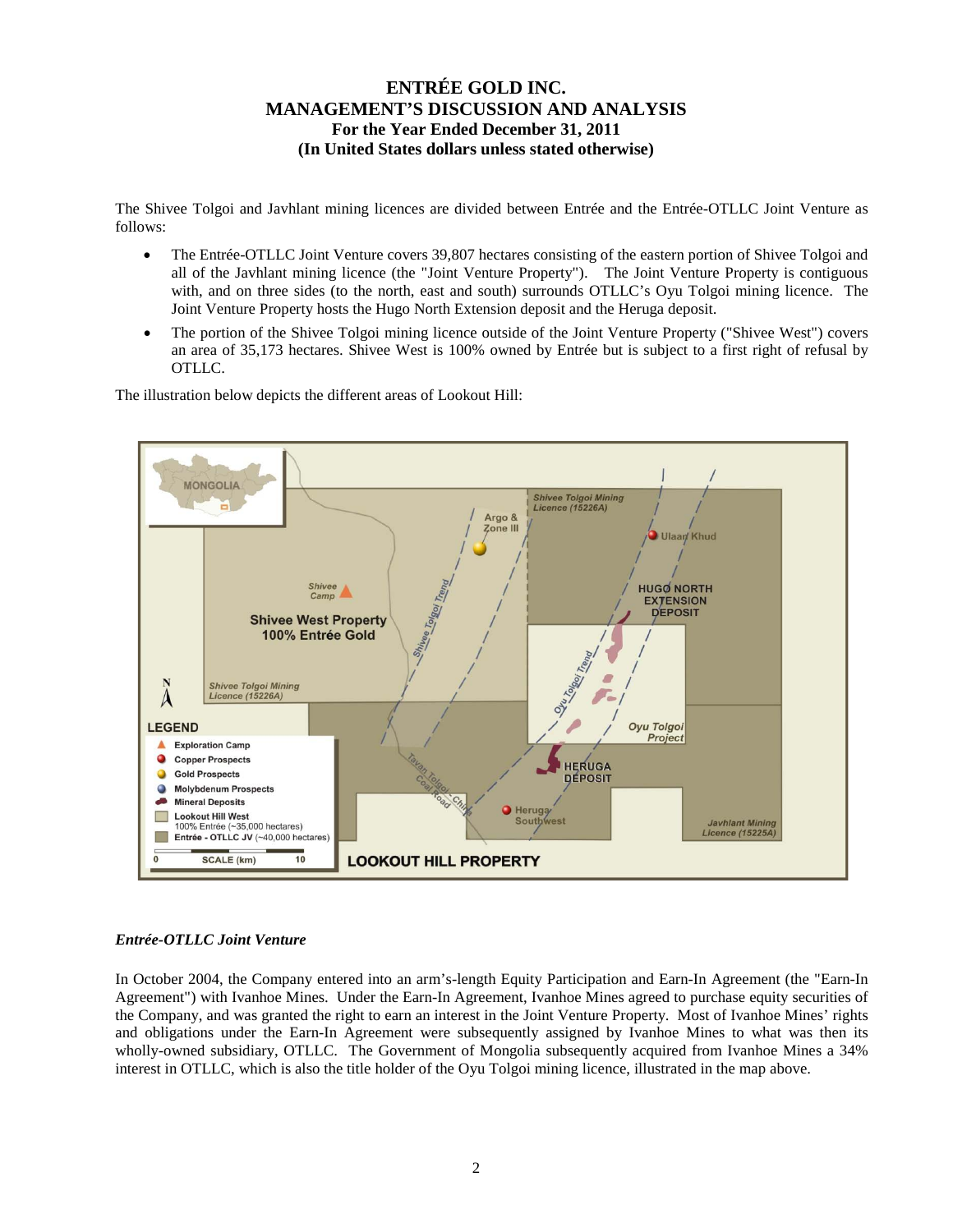The Shivee Tolgoi and Javhlant mining licences are divided between Entrée and the Entrée-OTLLC Joint Venture as follows:

- The Entrée-OTLLC Joint Venture covers 39,807 hectares consisting of the eastern portion of Shivee Tolgoi and all of the Javhlant mining licence (the "Joint Venture Property"). The Joint Venture Property is contiguous with, and on three sides (to the north, east and south) surrounds OTLLC's Oyu Tolgoi mining licence. The Joint Venture Property hosts the Hugo North Extension deposit and the Heruga deposit.
- The portion of the Shivee Tolgoi mining licence outside of the Joint Venture Property ("Shivee West") covers an area of 35,173 hectares. Shivee West is 100% owned by Entrée but is subject to a first right of refusal by OTLLC.

The illustration below depicts the different areas of Lookout Hill:

### *Entrée-OTLLC Joint Venture*

In October 2004, the Company entered into an arm's-length Equity Participation and Earn-In Agreement (the "Earn-In Agreement") with Ivanhoe Mines. Under the Earn-In Agreement, Ivanhoe Mines agreed to purchase equity securities of the Company, and was granted the right to earn an interest in the Joint Venture Property. Most of Ivanhoe Mines' rights and obligations under the Earn-In Agreement were subsequently assigned by Ivanhoe Mines to what was then its wholly-owned subsidiary, OTLLC. The Government of Mongolia subsequently acquired from Ivanhoe Mines a 34% interest in OTLLC, which is also the title holder of the Oyu Tolgoi mining licence, illustrated in the map above.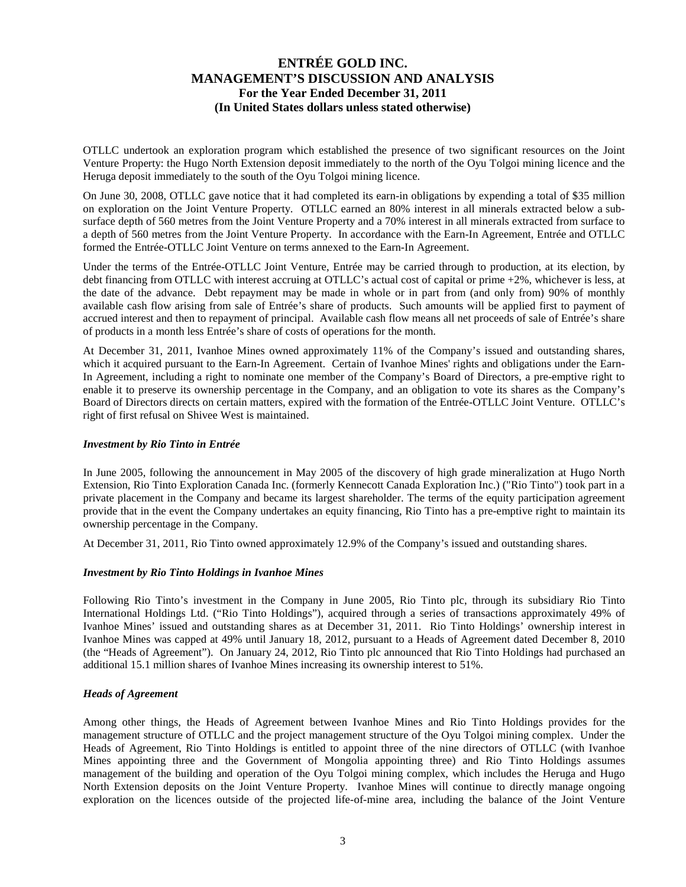OTLLC undertook an exploration program which established the presence of two significant resources on the Joint Venture Property: the Hugo North Extension deposit immediately to the north of the Oyu Tolgoi mining licence and the Heruga deposit immediately to the south of the Oyu Tolgoi mining licence.

On June 30, 2008, OTLLC gave notice that it had completed its earn-in obligations by expending a total of $35 million on exploration on the Joint Venture Property. OTLLC earned an 80% interest in all minerals extracted below a sub-surface depth of 560 metres from the Joint Venture Property and a 70% interest in all minerals extracted from surface to a depth of 560 metres from the Joint Venture Property. In accordance with the Earn-In Agreement, Entrée and OTLLC formed the Entrée-OTLLC Joint Venture on terms annexed to the Earn-In Agreement.

Under the terms of the Entrée-OTLLC Joint Venture, Entrée may be carried through to production, at its election, by debt financing from OTLLC with interest accruing at OTLLC's actual cost of capital or prime +2%, whichever is less, at the date of the advance. Debt repayment may be made in whole or in part from (and only from) 90% of monthly available cash flow arising from sale of Entrée's share of products. Such amounts will be applied first to payment of accrued interest and then to repayment of principal. Available cash flow means all net proceeds of sale of Entrée's share of products in a month less Entrée's share of costs of operations for the month.

At December 31, 2011, Ivanhoe Mines owned approximately 11% of the Company's issued and outstanding shares, which it acquired pursuant to the Earn-In Agreement. Certain of Ivanhoe Mines' rights and obligations under the Earn-In Agreement, including a right to nominate one member of the Company's Board of Directors, a pre-emptive right to enable it to preserve its ownership percentage in the Company, and an obligation to vote its shares as the Company's Board of Directors directs on certain matters, expired with the formation of the Entrée-OTLLC Joint Venture. OTLLC's right of first refusal on Shivee West is maintained.

***Investment by Rio Tinto in Entrée***

In June 2005, following the announcement in May 2005 of the discovery of high grade mineralization at Hugo North Extension, Rio Tinto Exploration Canada Inc. (formerly Kennecott Canada Exploration Inc.) ("Rio Tinto") took part in a private placement in the Company and became its largest shareholder. The terms of the equity participation agreement provide that in the event the Company undertakes an equity financing, Rio Tinto has a pre-emptive right to maintain its ownership percentage in the Company.

At December 31, 2011, Rio Tinto owned approximately 12.9% of the Company's issued and outstanding shares.

***Investment by Rio Tinto Holdings in Ivanhoe Mines***

Following Rio Tinto's investment in the Company in June 2005, Rio Tinto plc, through its subsidiary Rio Tinto International Holdings Ltd. ("Rio Tinto Holdings"), acquired through a series of transactions approximately 49% of Ivanhoe Mines' issued and outstanding shares as at December 31, 2011. Rio Tinto Holdings' ownership interest in Ivanhoe Mines was capped at 49% until January 18, 2012, pursuant to a Heads of Agreement dated December 8, 2010 (the "Heads of Agreement"). On January 24, 2012, Rio Tinto plc announced that Rio Tinto Holdings had purchased an additional 15.1 million shares of Ivanhoe Mines increasing its ownership interest to 51%.

***Heads of Agreement***

Among other things, the Heads of Agreement between Ivanhoe Mines and Rio Tinto Holdings provides for the management structure of OTLLC and the project management structure of the Oyu Tolgoi mining complex. Under the Heads of Agreement, Rio Tinto Holdings is entitled to appoint three of the nine directors of OTLLC (with Ivanhoe Mines appointing three and the Government of Mongolia appointing three) and Rio Tinto Holdings assumes management of the building and operation of the Oyu Tolgoi mining complex, which includes the Heruga and Hugo North Extension deposits on the Joint Venture Property. Ivanhoe Mines will continue to directly manage ongoing exploration on the licences outside of the projected life-of-mine area, including the balance of the Joint Venture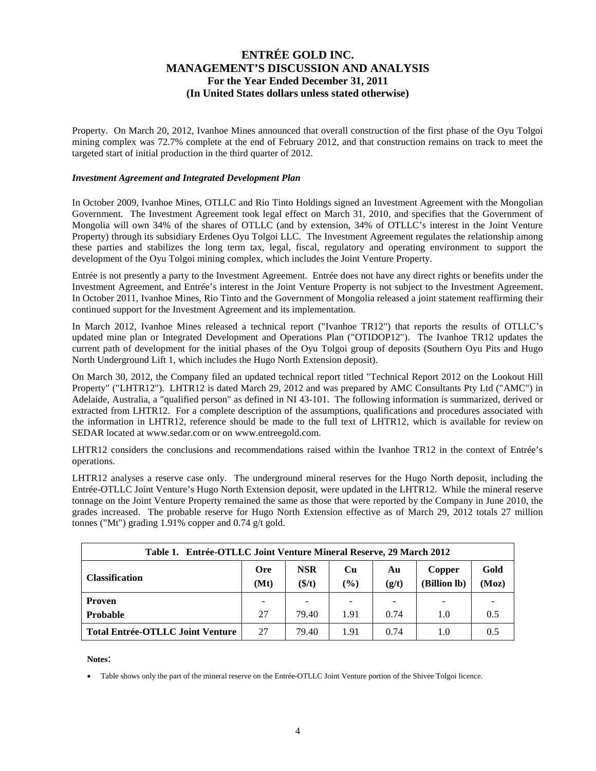Property. On March 20, 2012, Ivanhoe Mines announced that overall construction of the first phase of the Oyu Tolgoi mining complex was 72.7% complete at the end of February 2012, and that construction remains on track to meet the targeted start of initial production in the third quarter of 2012.

### *Investment Agreement and Integrated Development Plan*

In October 2009, Ivanhoe Mines, OTLLC and Rio Tinto Holdings signed an Investment Agreement with the Mongolian Government. The Investment Agreement took legal effect on March 31, 2010, and specifies that the Government of Mongolia will own 34% of the shares of OTLLC (and by extension, 34% of OTLLC's interest in the Joint Venture Property) through its subsidiary Erdenes Oyu Tolgoi LLC. The Investment Agreement regulates the relationship among these parties and stabilizes the long term tax, legal, fiscal, regulatory and operating environment to support the development of the Oyu Tolgoi mining complex, which includes the Joint Venture Property.

Entrée is not presently a party to the Investment Agreement. Entrée does not have any direct rights or benefits under the Investment Agreement, and Entrée's interest in the Joint Venture Property is not subject to the Investment Agreement. In October 2011, Ivanhoe Mines, Rio Tinto and the Government of Mongolia released a joint statement reaffirming their continued support for the Investment Agreement and its implementation.

In March 2012, Ivanhoe Mines released a technical report ("Ivanhoe TR12") that reports the results of OTLLC's updated mine plan or Integrated Development and Operations Plan ("OTIDOP12"). The Ivanhoe TR12 updates the current path of development for the initial phases of the Oyu Tolgoi group of deposits (Southern Oyu Pits and Hugo North Underground Lift 1, which includes the Hugo North Extension deposit).

On March 30, 2012, the Company filed an updated technical report titled "Technical Report 2012 on the Lookout Hill Property" ("LHTR12"). LHTR12 is dated March 29, 2012 and was prepared by AMC Consultants Pty Ltd ("AMC") in Adelaide, Australia, a "qualified person" as defined in NI 43-101. The following information is summarized, derived or extracted from LHTR12. For a complete description of the assumptions, qualifications and procedures associated with the information in LHTR12, reference should be made to the full text of LHTR12, which is available for review on SEDAR located at www.sedar.com or on www.entreegold.com.

LHTR12 considers the conclusions and recommendations raised within the Ivanhoe TR12 in the context of Entrée's operations.

LHTR12 analyses a reserve case only. The underground mineral reserves for the Hugo North deposit, including the Entrée-OTLLC Joint Venture's Hugo North Extension deposit, were updated in the LHTR12. While the mineral reserve tonnage on the Joint Venture Property remained the same as those that were reported by the Company in June 2010, the grades increased. The probable reserve for Hugo North Extension effective as of March 29, 2012 totals 27 million tonnes ("Mt") grading 1.91% copper and 0.74 g/t gold.

| Table 1. Entrée-OTLLC Joint Venture Mineral Reserve, 29 March 2012 | | | | | | |
|---|---|---|---|---|---|---|
| **Classification** | **Ore (Mt)** | **NSR ($/t)** | **Cu (%)** | **Au (g/t)** | **Copper (Billion lb)** | **Gold (Moz)** |
| **Proven** | - | - | - | - | - | - |
| **Probable** | 27 | 79.40 | 1.91 | 0.74 | 1.0 | 0.5 |
| **Total Entrée-OTLLC Joint Venture** | 27 | 79.40 | 1.91 | 0.74 | 1.0 | 0.5 |

**Notes**:

- Table shows only the part of the mineral reserve on the Entrée-OTLLC Joint Venture portion of the Shivee Tolgoi licence.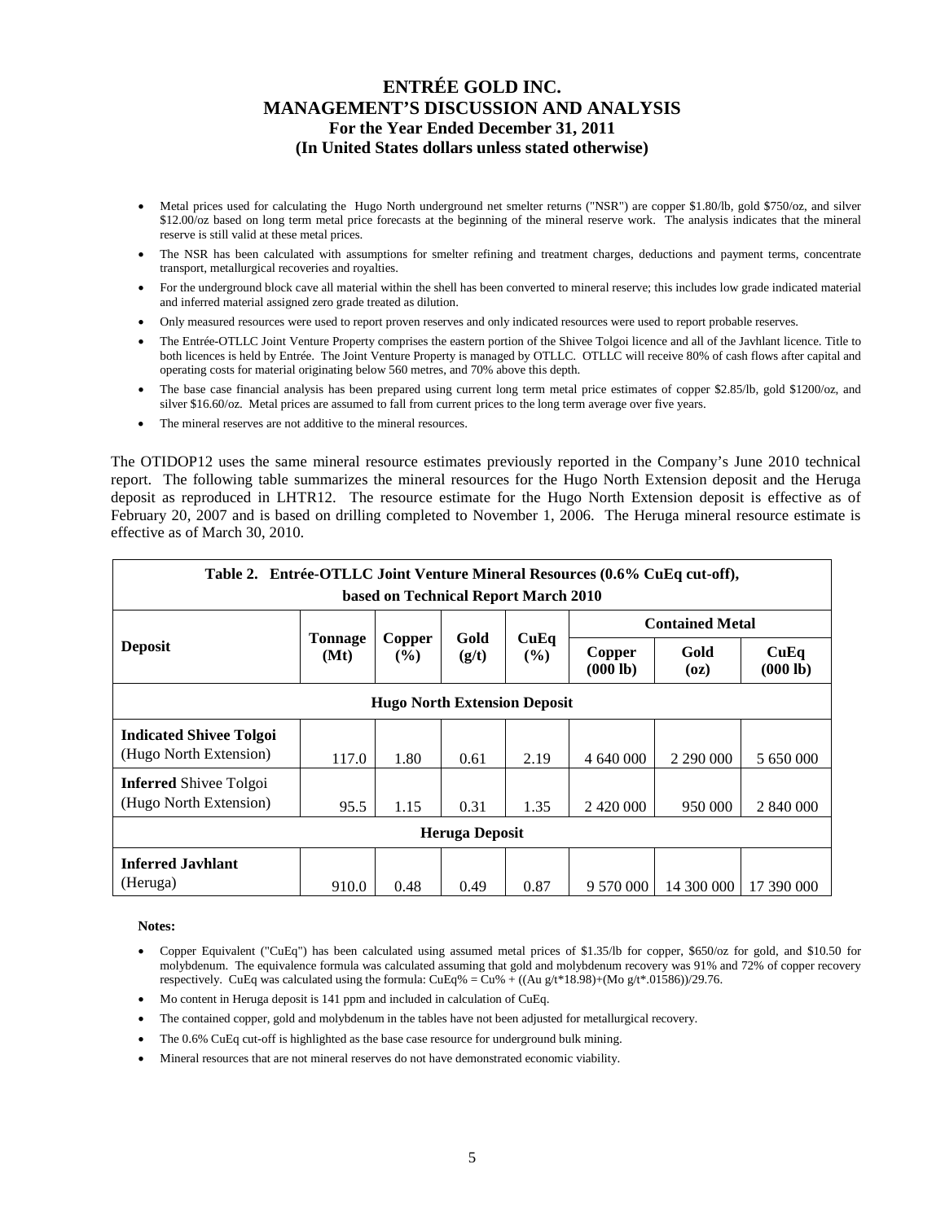- Metal prices used for calculating the Hugo North underground net smelter returns ("NSR") are copper $1.80/lb, gold $750/oz, and silver $12.00/oz based on long term metal price forecasts at the beginning of the mineral reserve work. The analysis indicates that the mineral reserve is still valid at these metal prices.
- The NSR has been calculated with assumptions for smelter refining and treatment charges, deductions and payment terms, concentrate transport, metallurgical recoveries and royalties.
- For the underground block cave all material within the shell has been converted to mineral reserve; this includes low grade indicated material and inferred material assigned zero grade treated as dilution.
- Only measured resources were used to report proven reserves and only indicated resources were used to report probable reserves.
- The Entrée-OTLLC Joint Venture Property comprises the eastern portion of the Shivee Tolgoi licence and all of the Javhlant licence. Title to both licences is held by Entrée. The Joint Venture Property is managed by OTLLC. OTLLC will receive 80% of cash flows after capital and operating costs for material originating below 560 metres, and 70% above this depth.
- The base case financial analysis has been prepared using current long term metal price estimates of copper $2.85/lb, gold $1200/oz, and silver $16.60/oz. Metal prices are assumed to fall from current prices to the long term average over five years.
- The mineral reserves are not additive to the mineral resources.

The OTIDOP12 uses the same mineral resource estimates previously reported in the Company's June 2010 technical report. The following table summarizes the mineral resources for the Hugo North Extension deposit and the Heruga deposit as reproduced in LHTR12. The resource estimate for the Hugo North Extension deposit is effective as of February 20, 2007 and is based on drilling completed to November 1, 2006. The Heruga mineral resource estimate is effective as of March 30, 2010.

**Table 2. Entrée-OTLLC Joint Venture Mineral Resources (0.6% CuEq cut-off), based on Technical Report March 2010**

| Deposit | Tonnage (Mt) | Copper (%) | Gold (g/t) | CuEq (%) | Contained Metal | | |
|---|---|---|---|---|---|---|---|
| | | | | | Copper (000 lb) | Gold (oz) | CuEq (000 lb) |
| **Hugo North Extension Deposit** | | | | | | | |
| **Indicated Shivee Tolgoi** (Hugo North Extension) | 117.0 | 1.80 | 0.61 | 2.19 | 4 640 000 | 2 290 000 | 5 650 000 |
| **Inferred** Shivee Tolgoi (Hugo North Extension) | 95.5 | 1.15 | 0.31 | 1.35 | 2 420 000 | 950 000 | 2 840 000 |
| **Heruga Deposit** | | | | | | | |
| **Inferred Javhlant** (Heruga) | 910.0 | 0.48 | 0.49 | 0.87 | 9 570 000 | 14 300 000 | 17 390 000 |

**Notes:**

- Copper Equivalent ("CuEq") has been calculated using assumed metal prices of $1.35/lb for copper, $650/oz for gold, and $10.50 for molybdenum. The equivalence formula was calculated assuming that gold and molybdenum recovery was 91% and 72% of copper recovery respectively. CuEq was calculated using the formula: CuEq% = Cu% + ((Au g/t*18.98)+(Mo g/t*.01586))/29.76.
- Mo content in Heruga deposit is 141 ppm and included in calculation of CuEq.
- The contained copper, gold and molybdenum in the tables have not been adjusted for metallurgical recovery.
- The 0.6% CuEq cut-off is highlighted as the base case resource for underground bulk mining.
- Mineral resources that are not mineral reserves do not have demonstrated economic viability.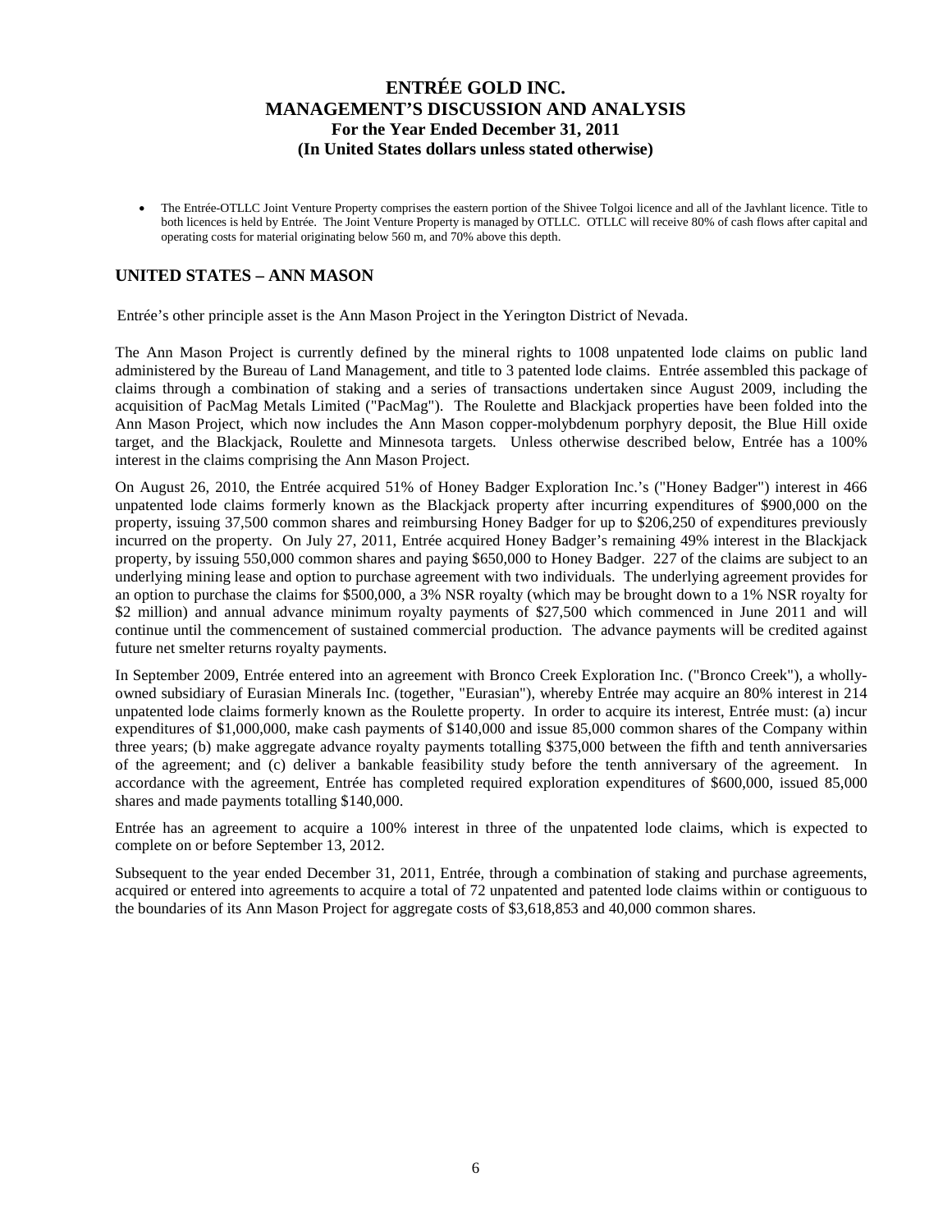- The Entrée-OTLLC Joint Venture Property comprises the eastern portion of the Shivee Tolgoi licence and all of the Javhlant licence. Title to both licences is held by Entrée. The Joint Venture Property is managed by OTLLC. OTLLC will receive 80% of cash flows after capital and operating costs for material originating below 560 m, and 70% above this depth.

## UNITED STATES – ANN MASON

Entrée's other principle asset is the Ann Mason Project in the Yerington District of Nevada.

The Ann Mason Project is currently defined by the mineral rights to 1008 unpatented lode claims on public land administered by the Bureau of Land Management, and title to 3 patented lode claims. Entrée assembled this package of claims through a combination of staking and a series of transactions undertaken since August 2009, including the acquisition of PacMag Metals Limited ("PacMag"). The Roulette and Blackjack properties have been folded into the Ann Mason Project, which now includes the Ann Mason copper-molybdenum porphyry deposit, the Blue Hill oxide target, and the Blackjack, Roulette and Minnesota targets. Unless otherwise described below, Entrée has a 100% interest in the claims comprising the Ann Mason Project.

On August 26, 2010, the Entrée acquired 51% of Honey Badger Exploration Inc.'s ("Honey Badger") interest in 466 unpatented lode claims formerly known as the Blackjack property after incurring expenditures of $900,000 on the property, issuing 37,500 common shares and reimbursing Honey Badger for up to $206,250 of expenditures previously incurred on the property. On July 27, 2011, Entrée acquired Honey Badger's remaining 49% interest in the Blackjack property, by issuing 550,000 common shares and paying $650,000 to Honey Badger. 227 of the claims are subject to an underlying mining lease and option to purchase agreement with two individuals. The underlying agreement provides for an option to purchase the claims for $500,000, a 3% NSR royalty (which may be brought down to a 1% NSR royalty for $2 million) and annual advance minimum royalty payments of $27,500 which commenced in June 2011 and will continue until the commencement of sustained commercial production. The advance payments will be credited against future net smelter returns royalty payments.

In September 2009, Entrée entered into an agreement with Bronco Creek Exploration Inc. ("Bronco Creek"), a wholly-owned subsidiary of Eurasian Minerals Inc. (together, "Eurasian"), whereby Entrée may acquire an 80% interest in 214 unpatented lode claims formerly known as the Roulette property. In order to acquire its interest, Entrée must: (a) incur expenditures of $1,000,000, make cash payments of $140,000 and issue 85,000 common shares of the Company within three years; (b) make aggregate advance royalty payments totalling $375,000 between the fifth and tenth anniversaries of the agreement; and (c) deliver a bankable feasibility study before the tenth anniversary of the agreement. In accordance with the agreement, Entrée has completed required exploration expenditures of $600,000, issued 85,000 shares and made payments totalling $140,000.

Entrée has an agreement to acquire a 100% interest in three of the unpatented lode claims, which is expected to complete on or before September 13, 2012.

Subsequent to the year ended December 31, 2011, Entrée, through a combination of staking and purchase agreements, acquired or entered into agreements to acquire a total of 72 unpatented and patented lode claims within or contiguous to the boundaries of its Ann Mason Project for aggregate costs of $3,618,853 and 40,000 common shares.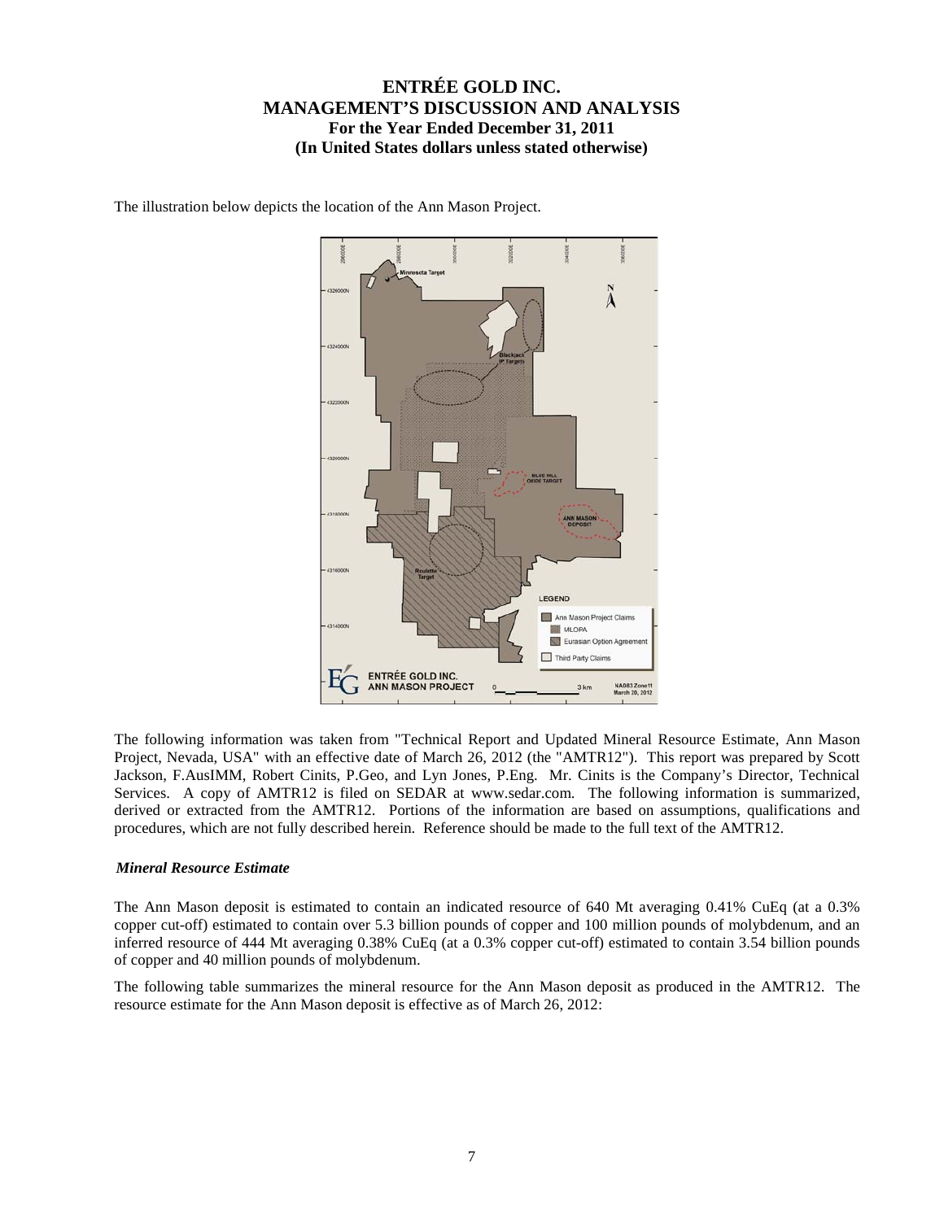The illustration below depicts the location of the Ann Mason Project.

The following information was taken from "Technical Report and Updated Mineral Resource Estimate, Ann Mason Project, Nevada, USA" with an effective date of March 26, 2012 (the "AMTR12"). This report was prepared by Scott Jackson, F.AusIMM, Robert Cinits, P.Geo, and Lyn Jones, P.Eng. Mr. Cinits is the Company's Director, Technical Services. A copy of AMTR12 is filed on SEDAR at www.sedar.com. The following information is summarized, derived or extracted from the AMTR12. Portions of the information are based on assumptions, qualifications and procedures, which are not fully described herein. Reference should be made to the full text of the AMTR12.

### *Mineral Resource Estimate*

The Ann Mason deposit is estimated to contain an indicated resource of 640 Mt averaging 0.41% CuEq (at a 0.3% copper cut-off) estimated to contain over 5.3 billion pounds of copper and 100 million pounds of molybdenum, and an inferred resource of 444 Mt averaging 0.38% CuEq (at a 0.3% copper cut-off) estimated to contain 3.54 billion pounds of copper and 40 million pounds of molybdenum.

The following table summarizes the mineral resource for the Ann Mason deposit as produced in the AMTR12. The resource estimate for the Ann Mason deposit is effective as of March 26, 2012: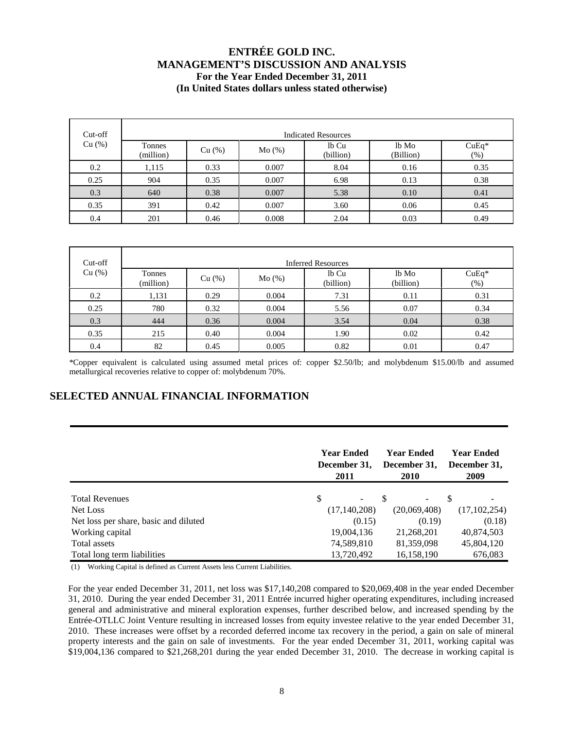| Cut-off Cu (%) | Indicated Resources | | | | | |
|---|---|---|---|---|---|---|
| | Tonnes (million) | Cu (%) | Mo (%) | lb Cu (billion) | lb Mo (Billion) | CuEq* (%) |
| 0.2 | 1,115 | 0.33 | 0.007 | 8.04 | 0.16 | 0.35 |
| 0.25 | 904 | 0.35 | 0.007 | 6.98 | 0.13 | 0.38 |
| 0.3 | 640 | 0.38 | 0.007 | 5.38 | 0.10 | 0.41 |
| 0.35 | 391 | 0.42 | 0.007 | 3.60 | 0.06 | 0.45 |
| 0.4 | 201 | 0.46 | 0.008 | 2.04 | 0.03 | 0.49 |

| Cut-off Cu (%) | Inferred Resources | | | | | |
|---|---|---|---|---|---|---|
| | Tonnes (million) | Cu (%) | Mo (%) | lb Cu (billion) | lb Mo (billion) | CuEq* (%) |
| 0.2 | 1,131 | 0.29 | 0.004 | 7.31 | 0.11 | 0.31 |
| 0.25 | 780 | 0.32 | 0.004 | 5.56 | 0.07 | 0.34 |
| 0.3 | 444 | 0.36 | 0.004 | 3.54 | 0.04 | 0.38 |
| 0.35 | 215 | 0.40 | 0.004 | 1.90 | 0.02 | 0.42 |
| 0.4 | 82 | 0.45 | 0.005 | 0.82 | 0.01 | 0.47 |

*Copper equivalent is calculated using assumed metal prices of: copper $2.50/lb; and molybdenum $15.00/lb and assumed metallurgical recoveries relative to copper of: molybdenum 70%.

## SELECTED ANNUAL FINANCIAL INFORMATION

| | Year Ended December 31, 2011 | Year Ended December 31, 2010 | Year Ended December 31, 2009 |
|---|---|---|---|
| Total Revenues | $ - | $ - | $ - |
| Net Loss | (17,140,208) | (20,069,408) | (17,102,254) |
| Net loss per share, basic and diluted | (0.15) | (0.19) | (0.18) |
| Working capital | 19,004,136 | 21,268,201 | 40,874,503 |
| Total assets | 74,589,810 | 81,359,098 | 45,804,120 |
| Total long term liabilities | 13,720,492 | 16,158,190 | 676,083 |

(1) Working Capital is defined as Current Assets less Current Liabilities.

For the year ended December 31, 2011, net loss was $17,140,208 compared to $20,069,408 in the year ended December 31, 2010. During the year ended December 31, 2011 Entrée incurred higher operating expenditures, including increased general and administrative and mineral exploration expenses, further described below, and increased spending by the Entrée-OTLLC Joint Venture resulting in increased losses from equity investee relative to the year ended December 31, 2010. These increases were offset by a recorded deferred income tax recovery in the period, a gain on sale of mineral property interests and the gain on sale of investments. For the year ended December 31, 2011, working capital was $19,004,136 compared to $21,268,201 during the year ended December 31, 2010. The decrease in working capital is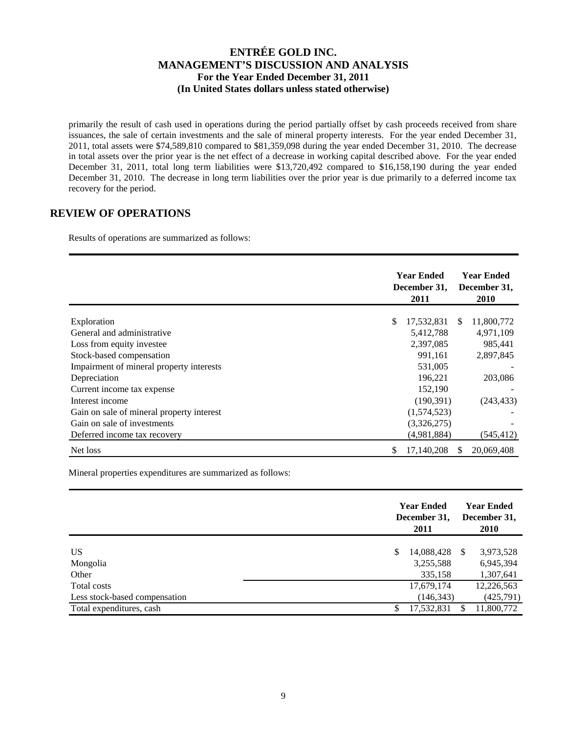primarily the result of cash used in operations during the period partially offset by cash proceeds received from share issuances, the sale of certain investments and the sale of mineral property interests. For the year ended December 31, 2011, total assets were $74,589,810 compared to $81,359,098 during the year ended December 31, 2010. The decrease in total assets over the prior year is the net effect of a decrease in working capital described above. For the year ended December 31, 2011, total long term liabilities were $13,720,492 compared to $16,158,190 during the year ended December 31, 2010. The decrease in long term liabilities over the prior year is due primarily to a deferred income tax recovery for the period.

## REVIEW OF OPERATIONS

Results of operations are summarized as follows:

| | Year Ended December 31, 2011 | Year Ended December 31, 2010 |
|---|---|---|
| Exploration | $ 17,532,831 | $ 11,800,772 |
| General and administrative | 5,412,788 | 4,971,109 |
| Loss from equity investee | 2,397,085 | 985,441 |
| Stock-based compensation | 991,161 | 2,897,845 |
| Impairment of mineral property interests | 531,005 | - |
| Depreciation | 196,221 | 203,086 |
| Current income tax expense | 152,190 | - |
| Interest income | (190,391) | (243,433) |
| Gain on sale of mineral property interest | (1,574,523) | - |
| Gain on sale of investments | (3,326,275) | - |
| Deferred income tax recovery | (4,981,884) | (545,412) |
| Net loss | $ 17,140,208 | $ 20,069,408 |

Mineral properties expenditures are summarized as follows:

| | Year Ended December 31, 2011 | Year Ended December 31, 2010 |
|---|---|---|
| US | $ 14,088,428 | $ 3,973,528 |
| Mongolia | 3,255,588 | 6,945,394 |
| Other | 335,158 | 1,307,641 |
| Total costs | 17,679,174 | 12,226,563 |
| Less stock-based compensation | (146,343) | (425,791) |
| Total expenditures, cash | $ 17,532,831 | $ 11,800,772 |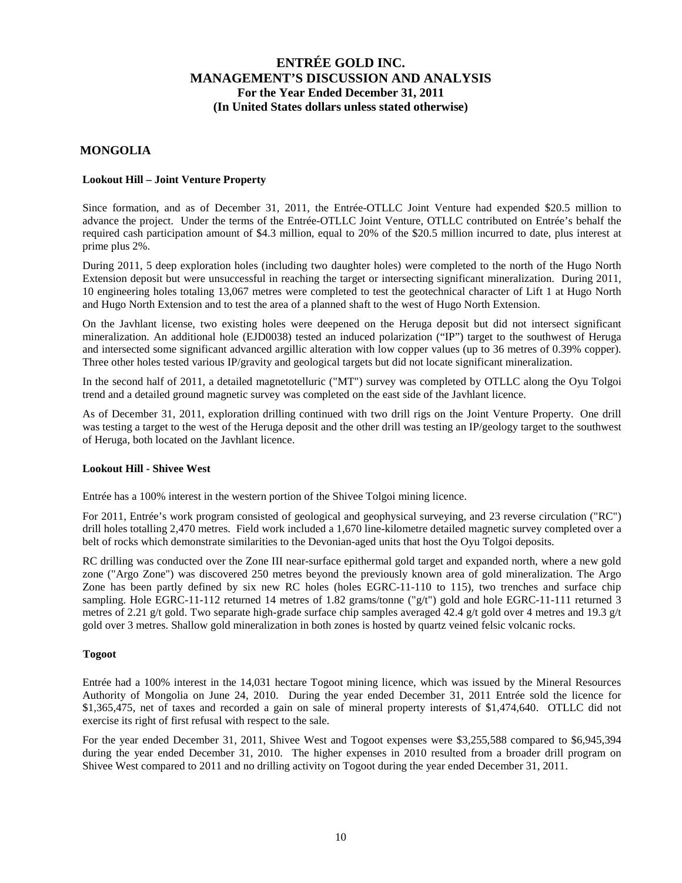## MONGOLIA

### Lookout Hill – Joint Venture Property

Since formation, and as of December 31, 2011, the Entrée-OTLLC Joint Venture had expended $20.5 million to advance the project. Under the terms of the Entrée-OTLLC Joint Venture, OTLLC contributed on Entrée's behalf the required cash participation amount of $4.3 million, equal to 20% of the $20.5 million incurred to date, plus interest at prime plus 2%.

During 2011, 5 deep exploration holes (including two daughter holes) were completed to the north of the Hugo North Extension deposit but were unsuccessful in reaching the target or intersecting significant mineralization. During 2011, 10 engineering holes totaling 13,067 metres were completed to test the geotechnical character of Lift 1 at Hugo North and Hugo North Extension and to test the area of a planned shaft to the west of Hugo North Extension.

On the Javhlant license, two existing holes were deepened on the Heruga deposit but did not intersect significant mineralization. An additional hole (EJD0038) tested an induced polarization ("IP") target to the southwest of Heruga and intersected some significant advanced argillic alteration with low copper values (up to 36 metres of 0.39% copper). Three other holes tested various IP/gravity and geological targets but did not locate significant mineralization.

In the second half of 2011, a detailed magnetotelluric ("MT") survey was completed by OTLLC along the Oyu Tolgoi trend and a detailed ground magnetic survey was completed on the east side of the Javhlant licence.

As of December 31, 2011, exploration drilling continued with two drill rigs on the Joint Venture Property. One drill was testing a target to the west of the Heruga deposit and the other drill was testing an IP/geology target to the southwest of Heruga, both located on the Javhlant licence.

### Lookout Hill - Shivee West

Entrée has a 100% interest in the western portion of the Shivee Tolgoi mining licence.

For 2011, Entrée's work program consisted of geological and geophysical surveying, and 23 reverse circulation ("RC") drill holes totalling 2,470 metres. Field work included a 1,670 line-kilometre detailed magnetic survey completed over a belt of rocks which demonstrate similarities to the Devonian-aged units that host the Oyu Tolgoi deposits.

RC drilling was conducted over the Zone III near-surface epithermal gold target and expanded north, where a new gold zone ("Argo Zone") was discovered 250 metres beyond the previously known area of gold mineralization. The Argo Zone has been partly defined by six new RC holes (holes EGRC-11-110 to 115), two trenches and surface chip sampling. Hole EGRC-11-112 returned 14 metres of 1.82 grams/tonne ("g/t") gold and hole EGRC-11-111 returned 3 metres of 2.21 g/t gold. Two separate high-grade surface chip samples averaged 42.4 g/t gold over 4 metres and 19.3 g/t gold over 3 metres. Shallow gold mineralization in both zones is hosted by quartz veined felsic volcanic rocks.

### Togoot

Entrée had a 100% interest in the 14,031 hectare Togoot mining licence, which was issued by the Mineral Resources Authority of Mongolia on June 24, 2010. During the year ended December 31, 2011 Entrée sold the licence for $1,365,475, net of taxes and recorded a gain on sale of mineral property interests of $1,474,640. OTLLC did not exercise its right of first refusal with respect to the sale.

For the year ended December 31, 2011, Shivee West and Togoot expenses were $3,255,588 compared to $6,945,394 during the year ended December 31, 2010. The higher expenses in 2010 resulted from a broader drill program on Shivee West compared to 2011 and no drilling activity on Togoot during the year ended December 31, 2011.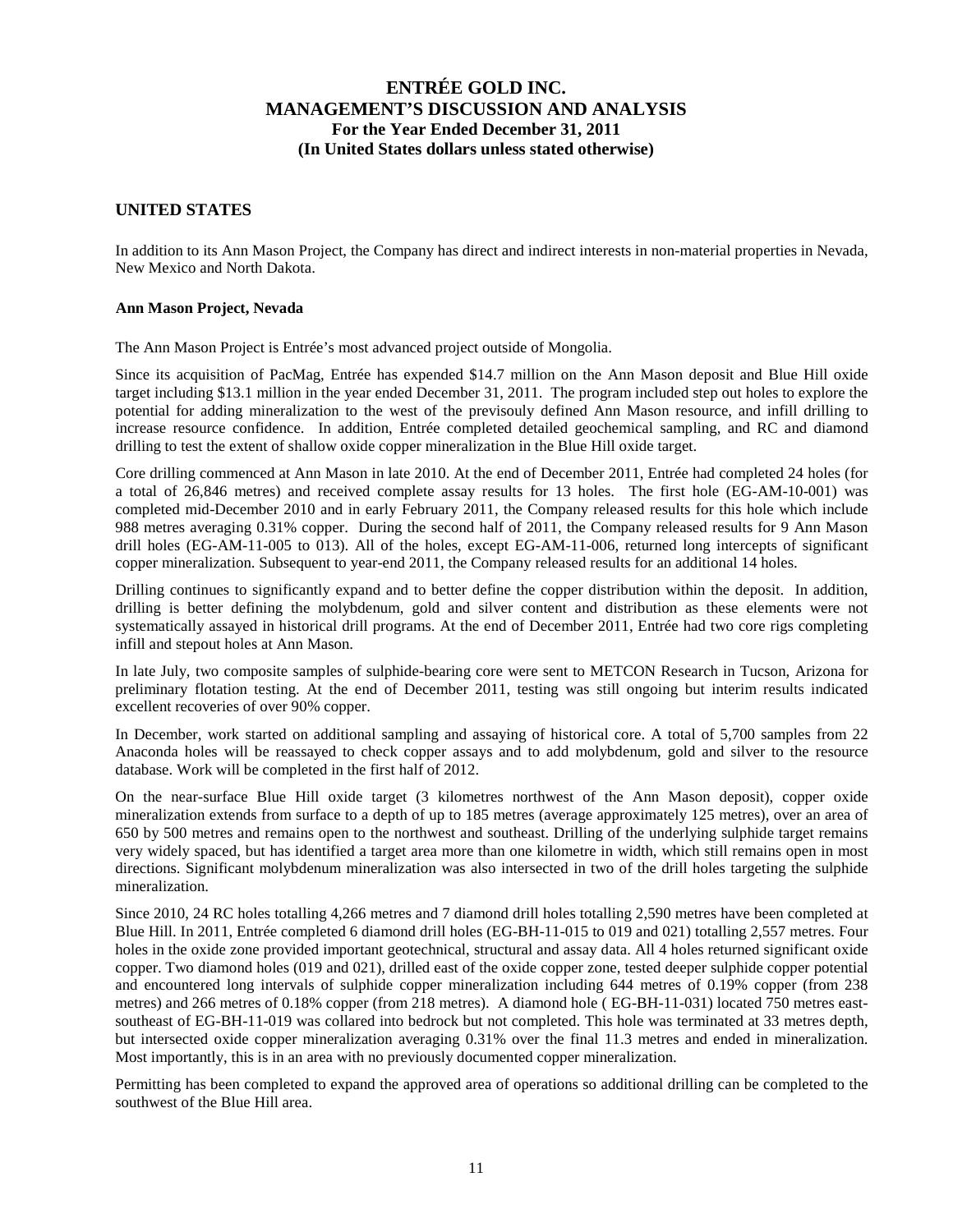## UNITED STATES

In addition to its Ann Mason Project, the Company has direct and indirect interests in non-material properties in Nevada, New Mexico and North Dakota.

### Ann Mason Project, Nevada

The Ann Mason Project is Entrée's most advanced project outside of Mongolia.

Since its acquisition of PacMag, Entrée has expended $14.7 million on the Ann Mason deposit and Blue Hill oxide target including $13.1 million in the year ended December 31, 2011. The program included step out holes to explore the potential for adding mineralization to the west of the previsouly defined Ann Mason resource, and infill drilling to increase resource confidence. In addition, Entrée completed detailed geochemical sampling, and RC and diamond drilling to test the extent of shallow oxide copper mineralization in the Blue Hill oxide target.

Core drilling commenced at Ann Mason in late 2010. At the end of December 2011, Entrée had completed 24 holes (for a total of 26,846 metres) and received complete assay results for 13 holes. The first hole (EG-AM-10-001) was completed mid-December 2010 and in early February 2011, the Company released results for this hole which include 988 metres averaging 0.31% copper. During the second half of 2011, the Company released results for 9 Ann Mason drill holes (EG-AM-11-005 to 013). All of the holes, except EG-AM-11-006, returned long intercepts of significant copper mineralization. Subsequent to year-end 2011, the Company released results for an additional 14 holes.

Drilling continues to significantly expand and to better define the copper distribution within the deposit. In addition, drilling is better defining the molybdenum, gold and silver content and distribution as these elements were not systematically assayed in historical drill programs. At the end of December 2011, Entrée had two core rigs completing infill and stepout holes at Ann Mason.

In late July, two composite samples of sulphide-bearing core were sent to METCON Research in Tucson, Arizona for preliminary flotation testing. At the end of December 2011, testing was still ongoing but interim results indicated excellent recoveries of over 90% copper.

In December, work started on additional sampling and assaying of historical core. A total of 5,700 samples from 22 Anaconda holes will be reassayed to check copper assays and to add molybdenum, gold and silver to the resource database. Work will be completed in the first half of 2012.

On the near-surface Blue Hill oxide target (3 kilometres northwest of the Ann Mason deposit), copper oxide mineralization extends from surface to a depth of up to 185 metres (average approximately 125 metres), over an area of 650 by 500 metres and remains open to the northwest and southeast. Drilling of the underlying sulphide target remains very widely spaced, but has identified a target area more than one kilometre in width, which still remains open in most directions. Significant molybdenum mineralization was also intersected in two of the drill holes targeting the sulphide mineralization.

Since 2010, 24 RC holes totalling 4,266 metres and 7 diamond drill holes totalling 2,590 metres have been completed at Blue Hill. In 2011, Entrée completed 6 diamond drill holes (EG-BH-11-015 to 019 and 021) totalling 2,557 metres. Four holes in the oxide zone provided important geotechnical, structural and assay data. All 4 holes returned significant oxide copper. Two diamond holes (019 and 021), drilled east of the oxide copper zone, tested deeper sulphide copper potential and encountered long intervals of sulphide copper mineralization including 644 metres of 0.19% copper (from 238 metres) and 266 metres of 0.18% copper (from 218 metres). A diamond hole ( EG-BH-11-031) located 750 metres east-southeast of EG-BH-11-019 was collared into bedrock but not completed. This hole was terminated at 33 metres depth, but intersected oxide copper mineralization averaging 0.31% over the final 11.3 metres and ended in mineralization. Most importantly, this is in an area with no previously documented copper mineralization.

Permitting has been completed to expand the approved area of operations so additional drilling can be completed to the southwest of the Blue Hill area.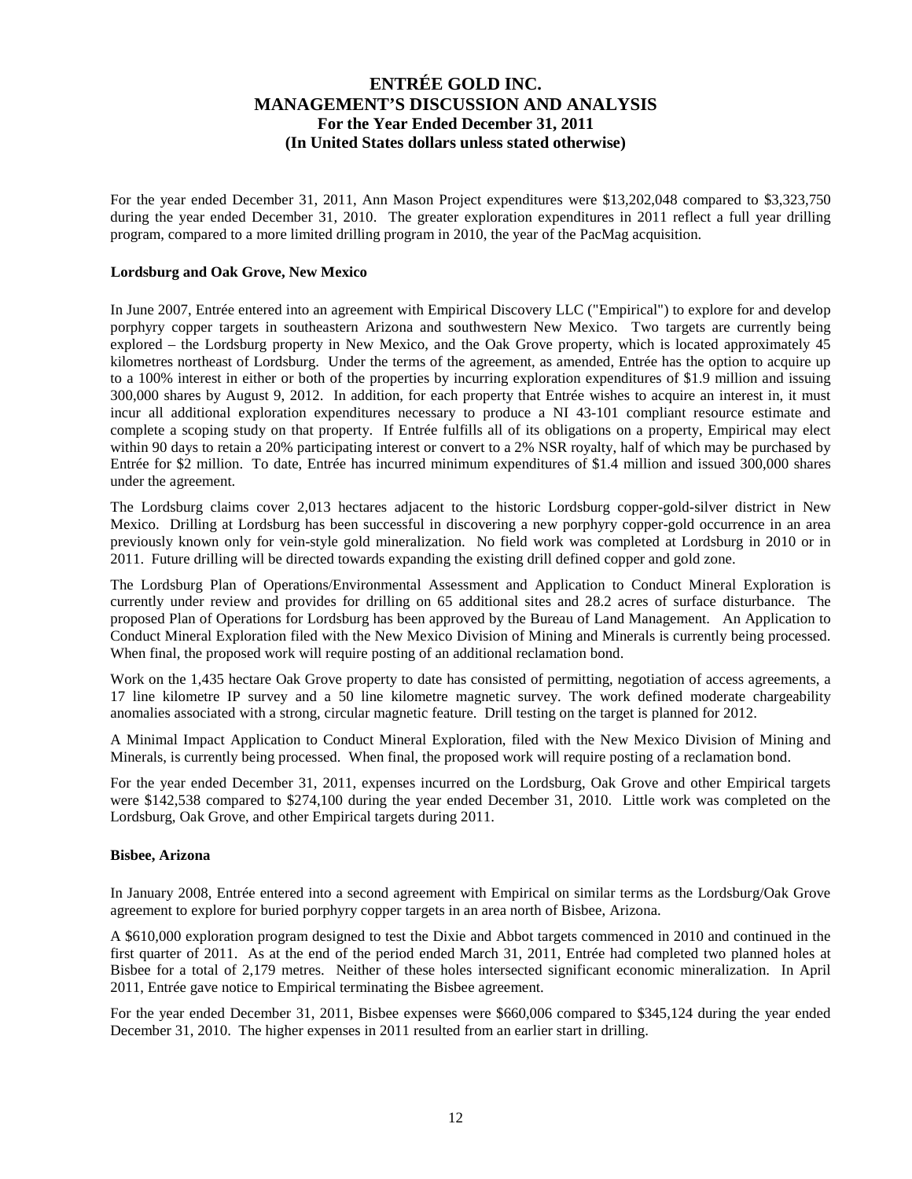For the year ended December 31, 2011, Ann Mason Project expenditures were $13,202,048 compared to $3,323,750 during the year ended December 31, 2010. The greater exploration expenditures in 2011 reflect a full year drilling program, compared to a more limited drilling program in 2010, the year of the PacMag acquisition.

**Lordsburg and Oak Grove, New Mexico**

In June 2007, Entrée entered into an agreement with Empirical Discovery LLC ("Empirical") to explore for and develop porphyry copper targets in southeastern Arizona and southwestern New Mexico. Two targets are currently being explored – the Lordsburg property in New Mexico, and the Oak Grove property, which is located approximately 45 kilometres northeast of Lordsburg. Under the terms of the agreement, as amended, Entrée has the option to acquire up to a 100% interest in either or both of the properties by incurring exploration expenditures of $1.9 million and issuing 300,000 shares by August 9, 2012. In addition, for each property that Entrée wishes to acquire an interest in, it must incur all additional exploration expenditures necessary to produce a NI 43-101 compliant resource estimate and complete a scoping study on that property. If Entrée fulfills all of its obligations on a property, Empirical may elect within 90 days to retain a 20% participating interest or convert to a 2% NSR royalty, half of which may be purchased by Entrée for $2 million. To date, Entrée has incurred minimum expenditures of $1.4 million and issued 300,000 shares under the agreement.

The Lordsburg claims cover 2,013 hectares adjacent to the historic Lordsburg copper-gold-silver district in New Mexico. Drilling at Lordsburg has been successful in discovering a new porphyry copper-gold occurrence in an area previously known only for vein-style gold mineralization. No field work was completed at Lordsburg in 2010 or in 2011. Future drilling will be directed towards expanding the existing drill defined copper and gold zone.

The Lordsburg Plan of Operations/Environmental Assessment and Application to Conduct Mineral Exploration is currently under review and provides for drilling on 65 additional sites and 28.2 acres of surface disturbance. The proposed Plan of Operations for Lordsburg has been approved by the Bureau of Land Management. An Application to Conduct Mineral Exploration filed with the New Mexico Division of Mining and Minerals is currently being processed. When final, the proposed work will require posting of an additional reclamation bond.

Work on the 1,435 hectare Oak Grove property to date has consisted of permitting, negotiation of access agreements, a 17 line kilometre IP survey and a 50 line kilometre magnetic survey. The work defined moderate chargeability anomalies associated with a strong, circular magnetic feature. Drill testing on the target is planned for 2012.

A Minimal Impact Application to Conduct Mineral Exploration, filed with the New Mexico Division of Mining and Minerals, is currently being processed. When final, the proposed work will require posting of a reclamation bond.

For the year ended December 31, 2011, expenses incurred on the Lordsburg, Oak Grove and other Empirical targets were $142,538 compared to $274,100 during the year ended December 31, 2010. Little work was completed on the Lordsburg, Oak Grove, and other Empirical targets during 2011.

**Bisbee, Arizona**

In January 2008, Entrée entered into a second agreement with Empirical on similar terms as the Lordsburg/Oak Grove agreement to explore for buried porphyry copper targets in an area north of Bisbee, Arizona.

A $610,000 exploration program designed to test the Dixie and Abbot targets commenced in 2010 and continued in the first quarter of 2011. As at the end of the period ended March 31, 2011, Entrée had completed two planned holes at Bisbee for a total of 2,179 metres. Neither of these holes intersected significant economic mineralization. In April 2011, Entrée gave notice to Empirical terminating the Bisbee agreement.

For the year ended December 31, 2011, Bisbee expenses were $660,006 compared to $345,124 during the year ended December 31, 2010. The higher expenses in 2011 resulted from an earlier start in drilling.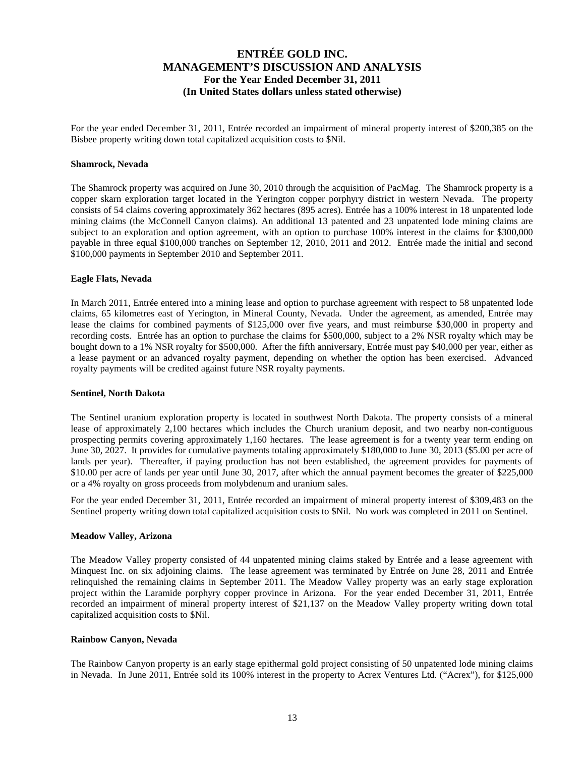For the year ended December 31, 2011, Entrée recorded an impairment of mineral property interest of $200,385 on the Bisbee property writing down total capitalized acquisition costs to $Nil.

**Shamrock, Nevada**

The Shamrock property was acquired on June 30, 2010 through the acquisition of PacMag. The Shamrock property is a copper skarn exploration target located in the Yerington copper porphyry district in western Nevada. The property consists of 54 claims covering approximately 362 hectares (895 acres). Entrée has a 100% interest in 18 unpatented lode mining claims (the McConnell Canyon claims). An additional 13 patented and 23 unpatented lode mining claims are subject to an exploration and option agreement, with an option to purchase 100% interest in the claims for $300,000 payable in three equal $100,000 tranches on September 12, 2010, 2011 and 2012. Entrée made the initial and second $100,000 payments in September 2010 and September 2011.

**Eagle Flats, Nevada**

In March 2011, Entrée entered into a mining lease and option to purchase agreement with respect to 58 unpatented lode claims, 65 kilometres east of Yerington, in Mineral County, Nevada. Under the agreement, as amended, Entrée may lease the claims for combined payments of $125,000 over five years, and must reimburse $30,000 in property and recording costs. Entrée has an option to purchase the claims for $500,000, subject to a 2% NSR royalty which may be bought down to a 1% NSR royalty for $500,000. After the fifth anniversary, Entrée must pay $40,000 per year, either as a lease payment or an advanced royalty payment, depending on whether the option has been exercised. Advanced royalty payments will be credited against future NSR royalty payments.

**Sentinel, North Dakota**

The Sentinel uranium exploration property is located in southwest North Dakota. The property consists of a mineral lease of approximately 2,100 hectares which includes the Church uranium deposit, and two nearby non-contiguous prospecting permits covering approximately 1,160 hectares. The lease agreement is for a twenty year term ending on June 30, 2027. It provides for cumulative payments totaling approximately $180,000 to June 30, 2013 ($5.00 per acre of lands per year). Thereafter, if paying production has not been established, the agreement provides for payments of $10.00 per acre of lands per year until June 30, 2017, after which the annual payment becomes the greater of $225,000 or a 4% royalty on gross proceeds from molybdenum and uranium sales.

For the year ended December 31, 2011, Entrée recorded an impairment of mineral property interest of $309,483 on the Sentinel property writing down total capitalized acquisition costs to $Nil. No work was completed in 2011 on Sentinel.

**Meadow Valley, Arizona**

The Meadow Valley property consisted of 44 unpatented mining claims staked by Entrée and a lease agreement with Minquest Inc. on six adjoining claims. The lease agreement was terminated by Entrée on June 28, 2011 and Entrée relinquished the remaining claims in September 2011. The Meadow Valley property was an early stage exploration project within the Laramide porphyry copper province in Arizona. For the year ended December 31, 2011, Entrée recorded an impairment of mineral property interest of $21,137 on the Meadow Valley property writing down total capitalized acquisition costs to $Nil.

**Rainbow Canyon, Nevada**

The Rainbow Canyon property is an early stage epithermal gold project consisting of 50 unpatented lode mining claims in Nevada. In June 2011, Entrée sold its 100% interest in the property to Acrex Ventures Ltd. ("Acrex"), for $125,000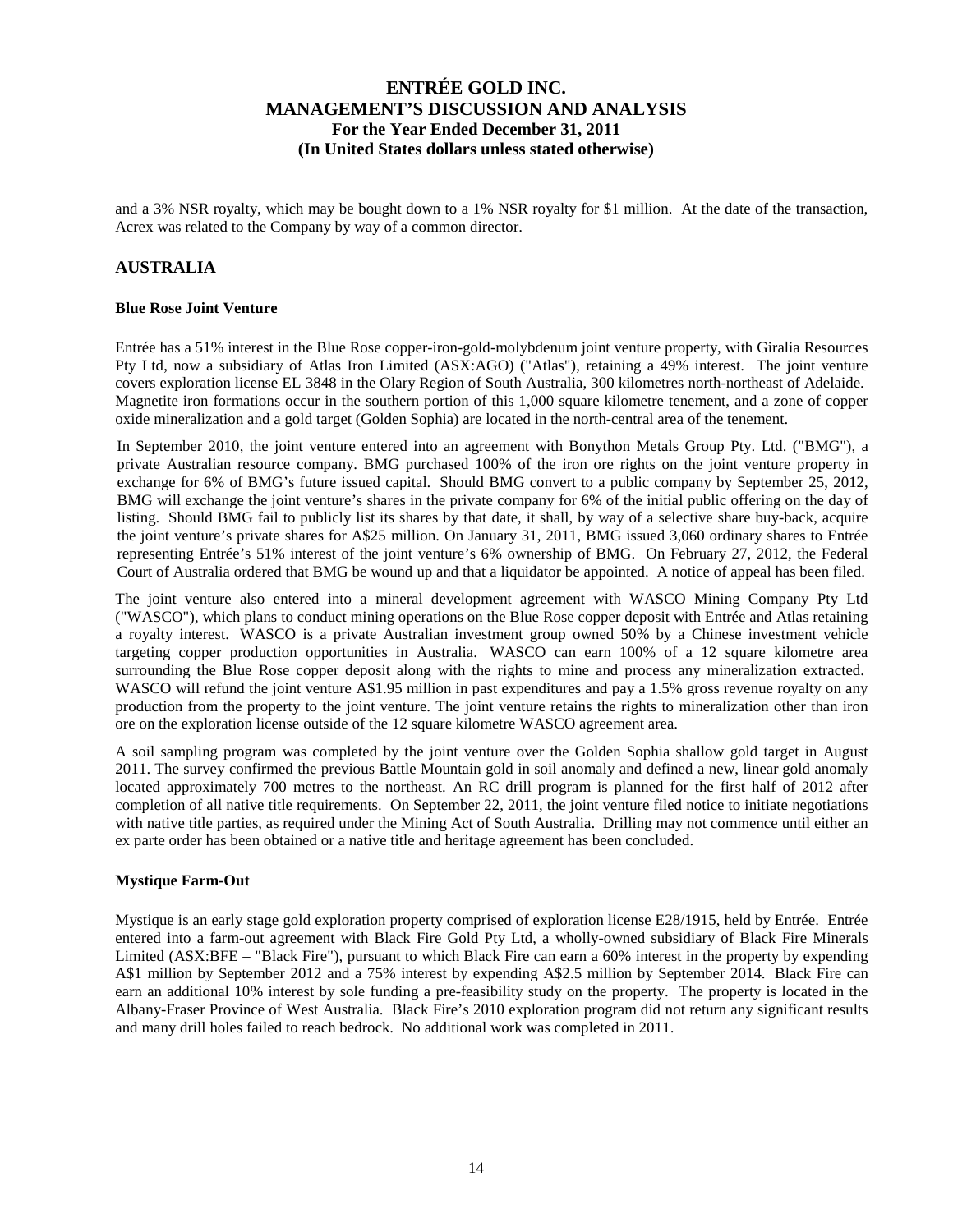and a 3% NSR royalty, which may be bought down to a 1% NSR royalty for $1 million. At the date of the transaction, Acrex was related to the Company by way of a common director.

## AUSTRALIA

### Blue Rose Joint Venture

Entrée has a 51% interest in the Blue Rose copper-iron-gold-molybdenum joint venture property, with Giralia Resources Pty Ltd, now a subsidiary of Atlas Iron Limited (ASX:AGO) ("Atlas"), retaining a 49% interest. The joint venture covers exploration license EL 3848 in the Olary Region of South Australia, 300 kilometres north-northeast of Adelaide. Magnetite iron formations occur in the southern portion of this 1,000 square kilometre tenement, and a zone of copper oxide mineralization and a gold target (Golden Sophia) are located in the north-central area of the tenement.

In September 2010, the joint venture entered into an agreement with Bonython Metals Group Pty. Ltd. ("BMG"), a private Australian resource company. BMG purchased 100% of the iron ore rights on the joint venture property in exchange for 6% of BMG's future issued capital. Should BMG convert to a public company by September 25, 2012, BMG will exchange the joint venture's shares in the private company for 6% of the initial public offering on the day of listing. Should BMG fail to publicly list its shares by that date, it shall, by way of a selective share buy-back, acquire the joint venture's private shares for A$25 million. On January 31, 2011, BMG issued 3,060 ordinary shares to Entrée representing Entrée's 51% interest of the joint venture's 6% ownership of BMG. On February 27, 2012, the Federal Court of Australia ordered that BMG be wound up and that a liquidator be appointed. A notice of appeal has been filed.

The joint venture also entered into a mineral development agreement with WASCO Mining Company Pty Ltd ("WASCO"), which plans to conduct mining operations on the Blue Rose copper deposit with Entrée and Atlas retaining a royalty interest. WASCO is a private Australian investment group owned 50% by a Chinese investment vehicle targeting copper production opportunities in Australia. WASCO can earn 100% of a 12 square kilometre area surrounding the Blue Rose copper deposit along with the rights to mine and process any mineralization extracted. WASCO will refund the joint venture A$1.95 million in past expenditures and pay a 1.5% gross revenue royalty on any production from the property to the joint venture. The joint venture retains the rights to mineralization other than iron ore on the exploration license outside of the 12 square kilometre WASCO agreement area.

A soil sampling program was completed by the joint venture over the Golden Sophia shallow gold target in August 2011. The survey confirmed the previous Battle Mountain gold in soil anomaly and defined a new, linear gold anomaly located approximately 700 metres to the northeast. An RC drill program is planned for the first half of 2012 after completion of all native title requirements. On September 22, 2011, the joint venture filed notice to initiate negotiations with native title parties, as required under the Mining Act of South Australia. Drilling may not commence until either an ex parte order has been obtained or a native title and heritage agreement has been concluded.

### Mystique Farm-Out

Mystique is an early stage gold exploration property comprised of exploration license E28/1915, held by Entrée. Entrée entered into a farm-out agreement with Black Fire Gold Pty Ltd, a wholly-owned subsidiary of Black Fire Minerals Limited (ASX:BFE – "Black Fire"), pursuant to which Black Fire can earn a 60% interest in the property by expending A$1 million by September 2012 and a 75% interest by expending A$2.5 million by September 2014. Black Fire can earn an additional 10% interest by sole funding a pre-feasibility study on the property. The property is located in the Albany-Fraser Province of West Australia. Black Fire's 2010 exploration program did not return any significant results and many drill holes failed to reach bedrock. No additional work was completed in 2011.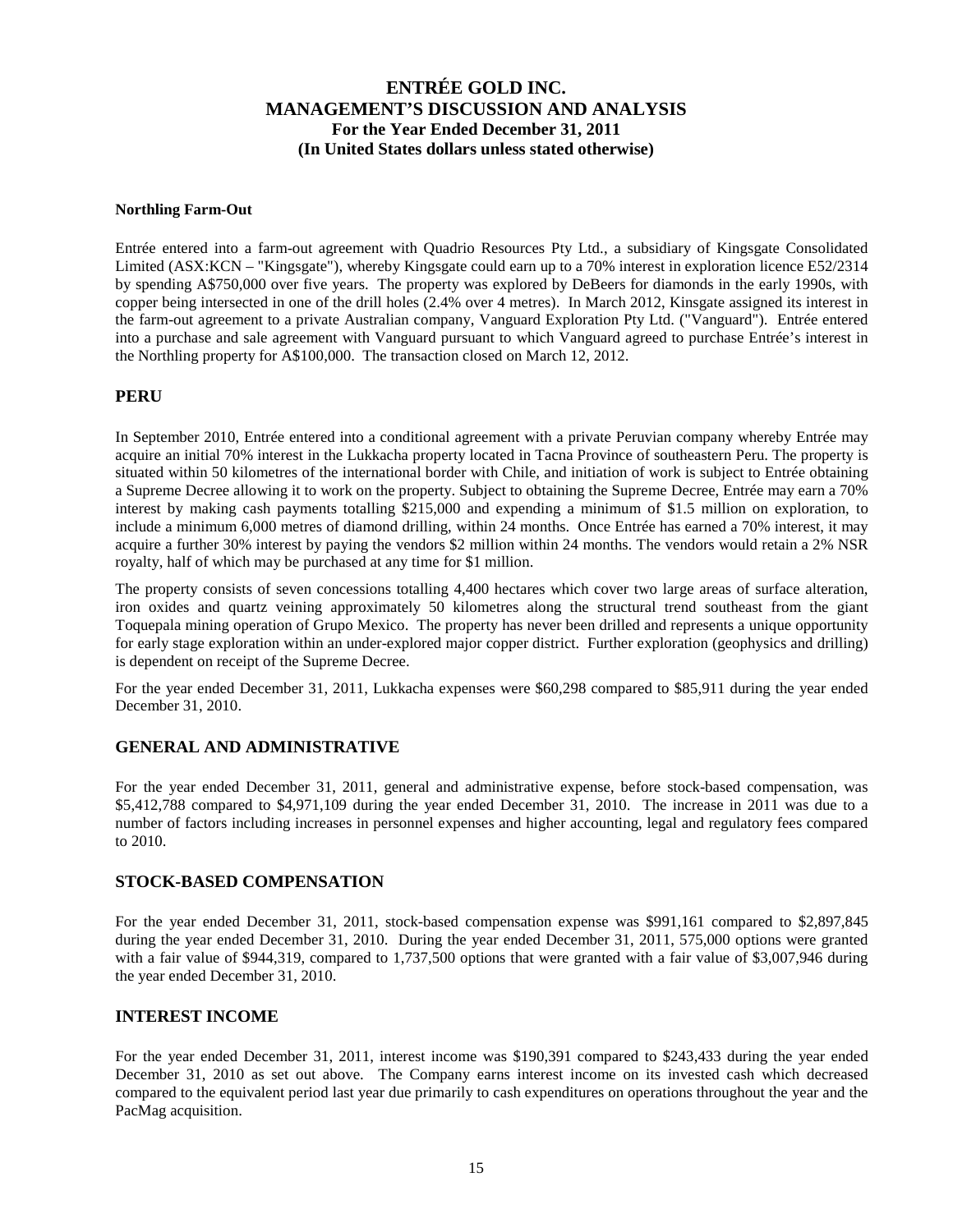#### Northling Farm-Out

Entrée entered into a farm-out agreement with Quadrio Resources Pty Ltd., a subsidiary of Kingsgate Consolidated Limited (ASX:KCN – "Kingsgate"), whereby Kingsgate could earn up to a 70% interest in exploration licence E52/2314 by spending A$750,000 over five years. The property was explored by DeBeers for diamonds in the early 1990s, with copper being intersected in one of the drill holes (2.4% over 4 metres). In March 2012, Kinsgate assigned its interest in the farm-out agreement to a private Australian company, Vanguard Exploration Pty Ltd. ("Vanguard"). Entrée entered into a purchase and sale agreement with Vanguard pursuant to which Vanguard agreed to purchase Entrée's interest in the Northling property for A$100,000. The transaction closed on March 12, 2012.

## PERU

In September 2010, Entrée entered into a conditional agreement with a private Peruvian company whereby Entrée may acquire an initial 70% interest in the Lukkacha property located in Tacna Province of southeastern Peru. The property is situated within 50 kilometres of the international border with Chile, and initiation of work is subject to Entrée obtaining a Supreme Decree allowing it to work on the property. Subject to obtaining the Supreme Decree, Entrée may earn a 70% interest by making cash payments totalling $215,000 and expending a minimum of $1.5 million on exploration, to include a minimum 6,000 metres of diamond drilling, within 24 months. Once Entrée has earned a 70% interest, it may acquire a further 30% interest by paying the vendors $2 million within 24 months. The vendors would retain a 2% NSR royalty, half of which may be purchased at any time for $1 million.

The property consists of seven concessions totalling 4,400 hectares which cover two large areas of surface alteration, iron oxides and quartz veining approximately 50 kilometres along the structural trend southeast from the giant Toquepala mining operation of Grupo Mexico. The property has never been drilled and represents a unique opportunity for early stage exploration within an under-explored major copper district. Further exploration (geophysics and drilling) is dependent on receipt of the Supreme Decree.

For the year ended December 31, 2011, Lukkacha expenses were $60,298 compared to $85,911 during the year ended December 31, 2010.

## GENERAL AND ADMINISTRATIVE

For the year ended December 31, 2011, general and administrative expense, before stock-based compensation, was $5,412,788 compared to $4,971,109 during the year ended December 31, 2010. The increase in 2011 was due to a number of factors including increases in personnel expenses and higher accounting, legal and regulatory fees compared to 2010.

## STOCK-BASED COMPENSATION

For the year ended December 31, 2011, stock-based compensation expense was $991,161 compared to $2,897,845 during the year ended December 31, 2010. During the year ended December 31, 2011, 575,000 options were granted with a fair value of $944,319, compared to 1,737,500 options that were granted with a fair value of $3,007,946 during the year ended December 31, 2010.

## INTEREST INCOME

For the year ended December 31, 2011, interest income was $190,391 compared to $243,433 during the year ended December 31, 2010 as set out above. The Company earns interest income on its invested cash which decreased compared to the equivalent period last year due primarily to cash expenditures on operations throughout the year and the PacMag acquisition.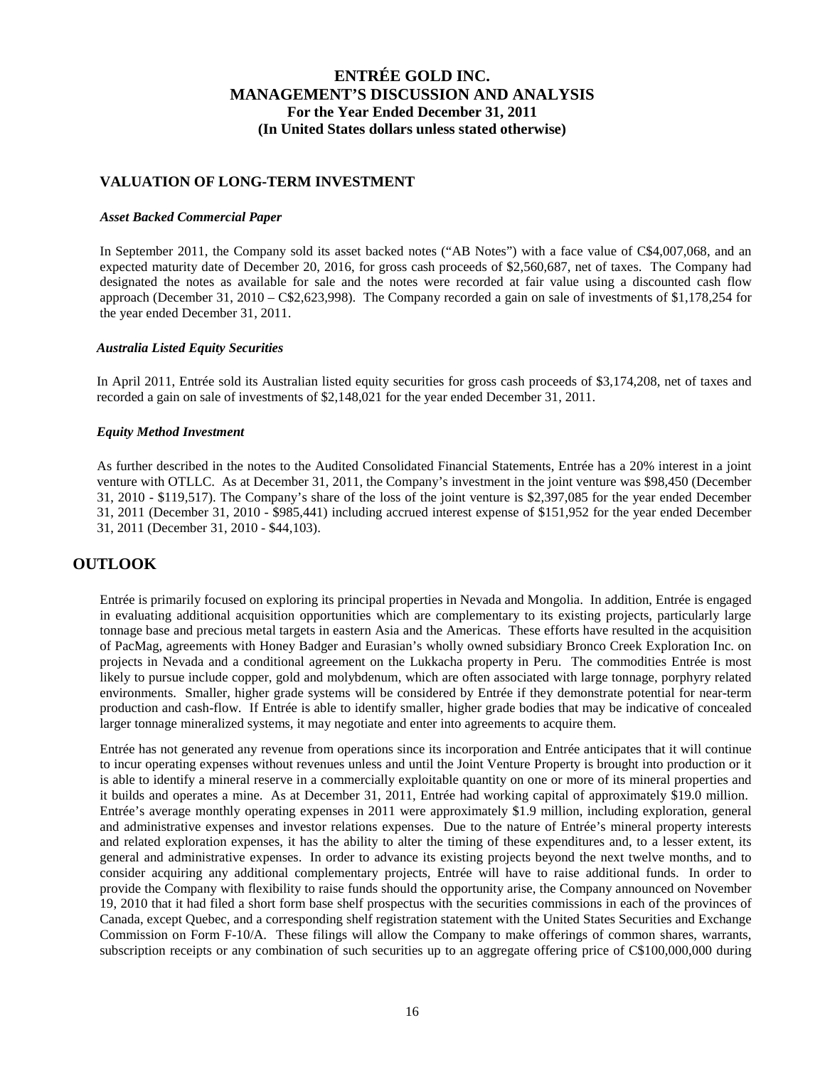## VALUATION OF LONG-TERM INVESTMENT

### *Asset Backed Commercial Paper*

In September 2011, the Company sold its asset backed notes ("AB Notes") with a face value of C$4,007,068, and an expected maturity date of December 20, 2016, for gross cash proceeds of $2,560,687, net of taxes. The Company had designated the notes as available for sale and the notes were recorded at fair value using a discounted cash flow approach (December 31, 2010 – C$2,623,998). The Company recorded a gain on sale of investments of $1,178,254 for the year ended December 31, 2011.

### *Australia Listed Equity Securities*

In April 2011, Entrée sold its Australian listed equity securities for gross cash proceeds of $3,174,208, net of taxes and recorded a gain on sale of investments of $2,148,021 for the year ended December 31, 2011.

### *Equity Method Investment*

As further described in the notes to the Audited Consolidated Financial Statements, Entrée has a 20% interest in a joint venture with OTLLC. As at December 31, 2011, the Company's investment in the joint venture was $98,450 (December 31, 2010 - $119,517). The Company's share of the loss of the joint venture is $2,397,085 for the year ended December 31, 2011 (December 31, 2010 - $985,441) including accrued interest expense of $151,952 for the year ended December 31, 2011 (December 31, 2010 - $44,103).

# OUTLOOK

Entrée is primarily focused on exploring its principal properties in Nevada and Mongolia. In addition, Entrée is engaged in evaluating additional acquisition opportunities which are complementary to its existing projects, particularly large tonnage base and precious metal targets in eastern Asia and the Americas. These efforts have resulted in the acquisition of PacMag, agreements with Honey Badger and Eurasian's wholly owned subsidiary Bronco Creek Exploration Inc. on projects in Nevada and a conditional agreement on the Lukkacha property in Peru. The commodities Entrée is most likely to pursue include copper, gold and molybdenum, which are often associated with large tonnage, porphyry related environments. Smaller, higher grade systems will be considered by Entrée if they demonstrate potential for near-term production and cash-flow. If Entrée is able to identify smaller, higher grade bodies that may be indicative of concealed larger tonnage mineralized systems, it may negotiate and enter into agreements to acquire them.

Entrée has not generated any revenue from operations since its incorporation and Entrée anticipates that it will continue to incur operating expenses without revenues unless and until the Joint Venture Property is brought into production or it is able to identify a mineral reserve in a commercially exploitable quantity on one or more of its mineral properties and it builds and operates a mine. As at December 31, 2011, Entrée had working capital of approximately $19.0 million. Entrée's average monthly operating expenses in 2011 were approximately $1.9 million, including exploration, general and administrative expenses and investor relations expenses. Due to the nature of Entrée's mineral property interests and related exploration expenses, it has the ability to alter the timing of these expenditures and, to a lesser extent, its general and administrative expenses. In order to advance its existing projects beyond the next twelve months, and to consider acquiring any additional complementary projects, Entrée will have to raise additional funds. In order to provide the Company with flexibility to raise funds should the opportunity arise, the Company announced on November 19, 2010 that it had filed a short form base shelf prospectus with the securities commissions in each of the provinces of Canada, except Quebec, and a corresponding shelf registration statement with the United States Securities and Exchange Commission on Form F-10/A. These filings will allow the Company to make offerings of common shares, warrants, subscription receipts or any combination of such securities up to an aggregate offering price of C$100,000,000 during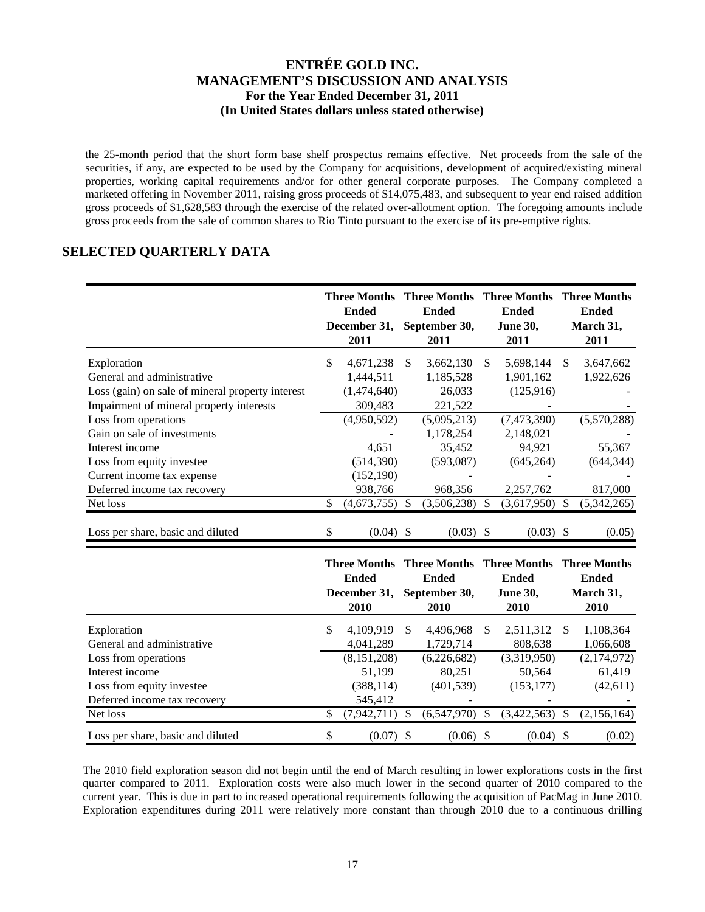the 25-month period that the short form base shelf prospectus remains effective. Net proceeds from the sale of the securities, if any, are expected to be used by the Company for acquisitions, development of acquired/existing mineral properties, working capital requirements and/or for other general corporate purposes. The Company completed a marketed offering in November 2011, raising gross proceeds of $14,075,483, and subsequent to year end raised addition gross proceeds of $1,628,583 through the exercise of the related over-allotment option. The foregoing amounts include gross proceeds from the sale of common shares to Rio Tinto pursuant to the exercise of its pre-emptive rights.

## SELECTED QUARTERLY DATA

| | Three Months Ended December 31, 2011 | Three Months Ended September 30, 2011 | Three Months Ended June 30, 2011 | Three Months Ended March 31, 2011 |
|---|---|---|---|---|
| Exploration | $ 4,671,238 | $ 3,662,130 | $ 5,698,144 | $ 3,647,662 |
| General and administrative | 1,444,511 | 1,185,528 | 1,901,162 | 1,922,626 |
| Loss (gain) on sale of mineral property interest | (1,474,640) | 26,033 | (125,916) | - |
| Impairment of mineral property interests | 309,483 | 221,522 | - | - |
| Loss from operations | (4,950,592) | (5,095,213) | (7,473,390) | (5,570,288) |
| Gain on sale of investments | - | 1,178,254 | 2,148,021 | - |
| Interest income | 4,651 | 35,452 | 94,921 | 55,367 |
| Loss from equity investee | (514,390) | (593,087) | (645,264) | (644,344) |
| Current income tax expense | (152,190) | - | - | - |
| Deferred income tax recovery | 938,766 | 968,356 | 2,257,762 | 817,000 |
| Net loss | $ (4,673,755) | $ (3,506,238) | $ (3,617,950) | $ (5,342,265) |
| Loss per share, basic and diluted | $ (0.04) | $ (0.03) | $ (0.03) | $ (0.05) |

| | Three Months Ended December 31, 2010 | Three Months Ended September 30, 2010 | Three Months Ended June 30, 2010 | Three Months Ended March 31, 2010 |
|---|---|---|---|---|
| Exploration | $ 4,109,919 | $ 4,496,968 | $ 2,511,312 | $ 1,108,364 |
| General and administrative | 4,041,289 | 1,729,714 | 808,638 | 1,066,608 |
| Loss from operations | (8,151,208) | (6,226,682) | (3,319,950) | (2,174,972) |
| Interest income | 51,199 | 80,251 | 50,564 | 61,419 |
| Loss from equity investee | (388,114) | (401,539) | (153,177) | (42,611) |
| Deferred income tax recovery | 545,412 | - | - | - |
| Net loss | $ (7,942,711) | $ (6,547,970) | $ (3,422,563) | $ (2,156,164) |
| Loss per share, basic and diluted | $ (0.07) | $ (0.06) | $ (0.04) | $ (0.02) |

The 2010 field exploration season did not begin until the end of March resulting in lower explorations costs in the first quarter compared to 2011. Exploration costs were also much lower in the second quarter of 2010 compared to the current year. This is due in part to increased operational requirements following the acquisition of PacMag in June 2010. Exploration expenditures during 2011 were relatively more constant than through 2010 due to a continuous drilling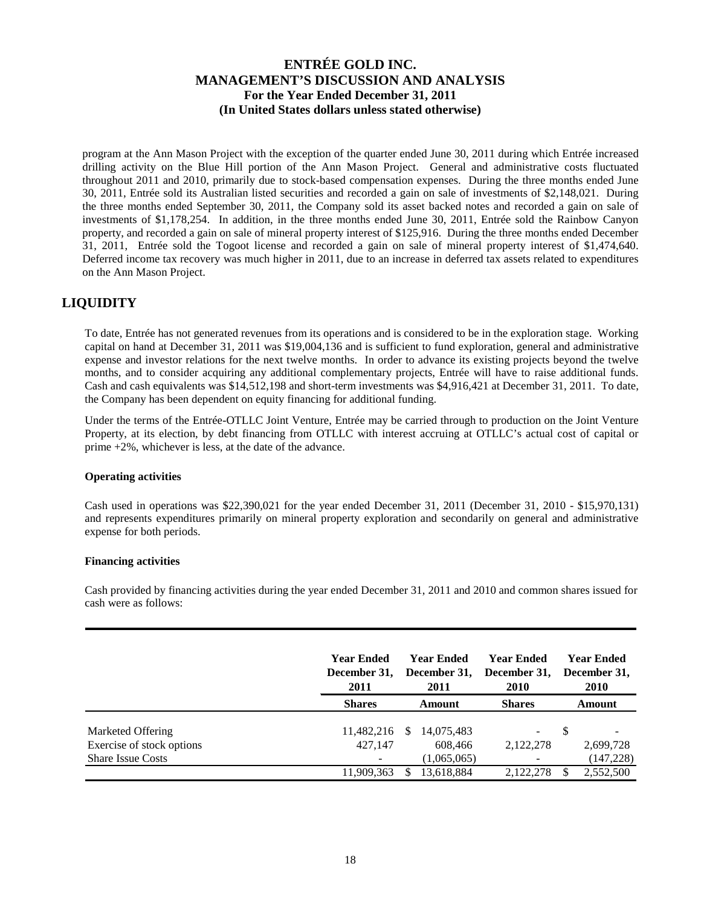program at the Ann Mason Project with the exception of the quarter ended June 30, 2011 during which Entrée increased drilling activity on the Blue Hill portion of the Ann Mason Project. General and administrative costs fluctuated throughout 2011 and 2010, primarily due to stock-based compensation expenses. During the three months ended June 30, 2011, Entrée sold its Australian listed securities and recorded a gain on sale of investments of $2,148,021. During the three months ended September 30, 2011, the Company sold its asset backed notes and recorded a gain on sale of investments of $1,178,254. In addition, in the three months ended June 30, 2011, Entrée sold the Rainbow Canyon property, and recorded a gain on sale of mineral property interest of $125,916. During the three months ended December 31, 2011, Entrée sold the Togoot license and recorded a gain on sale of mineral property interest of $1,474,640. Deferred income tax recovery was much higher in 2011, due to an increase in deferred tax assets related to expenditures on the Ann Mason Project.

## LIQUIDITY

To date, Entrée has not generated revenues from its operations and is considered to be in the exploration stage. Working capital on hand at December 31, 2011 was $19,004,136 and is sufficient to fund exploration, general and administrative expense and investor relations for the next twelve months. In order to advance its existing projects beyond the twelve months, and to consider acquiring any additional complementary projects, Entrée will have to raise additional funds. Cash and cash equivalents was $14,512,198 and short-term investments was $4,916,421 at December 31, 2011. To date, the Company has been dependent on equity financing for additional funding.

Under the terms of the Entrée-OTLLC Joint Venture, Entrée may be carried through to production on the Joint Venture Property, at its election, by debt financing from OTLLC with interest accruing at OTLLC's actual cost of capital or prime +2%, whichever is less, at the date of the advance.

**Operating activities**

Cash used in operations was $22,390,021 for the year ended December 31, 2011 (December 31, 2010 - $15,970,131) and represents expenditures primarily on mineral property exploration and secondarily on general and administrative expense for both periods.

**Financing activities**

Cash provided by financing activities during the year ended December 31, 2011 and 2010 and common shares issued for cash were as follows:

| | Year Ended December 31, 2011 | Year Ended December 31, 2011 | Year Ended December 31, 2010 | Year Ended December 31, 2010 |
|---|---|---|---|---|
| | **Shares** | **Amount** | **Shares** | **Amount** |
| Marketed Offering | 11,482,216 | $ 14,075,483 | - | $ - |
| Exercise of stock options | 427,147 | 608,466 | 2,122,278 | 2,699,728 |
| Share Issue Costs | - | (1,065,065) | - | (147,228) |
| | 11,909,363 | $ 13,618,884 | 2,122,278 | $ 2,552,500 |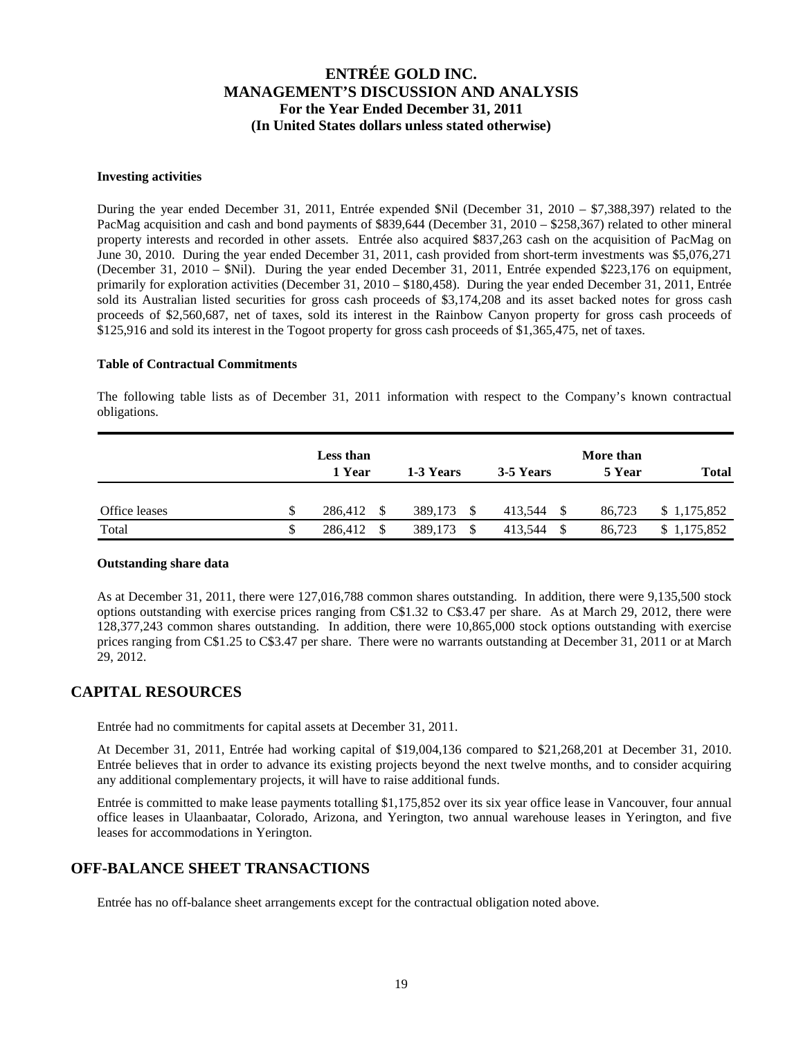**Investing activities**

During the year ended December 31, 2011, Entrée expended $Nil (December 31, 2010 – $7,388,397) related to the PacMag acquisition and cash and bond payments of $839,644 (December 31, 2010 – $258,367) related to other mineral property interests and recorded in other assets. Entrée also acquired $837,263 cash on the acquisition of PacMag on June 30, 2010. During the year ended December 31, 2011, cash provided from short-term investments was $5,076,271 (December 31, 2010 – $Nil). During the year ended December 31, 2011, Entrée expended $223,176 on equipment, primarily for exploration activities (December 31, 2010 – $180,458). During the year ended December 31, 2011, Entrée sold its Australian listed securities for gross cash proceeds of $3,174,208 and its asset backed notes for gross cash proceeds of $2,560,687, net of taxes, sold its interest in the Rainbow Canyon property for gross cash proceeds of $125,916 and sold its interest in the Togoot property for gross cash proceeds of $1,365,475, net of taxes.

**Table of Contractual Commitments**

The following table lists as of December 31, 2011 information with respect to the Company's known contractual obligations.

| | Less than 1 Year | 1-3 Years | 3-5 Years | More than 5 Year | Total |
|---|---|---|---|---|---|
| Office leases | $ 286,412 | $ 389,173 | $ 413,544 | $ 86,723 | $ 1,175,852 |
| Total | $ 286,412 | $ 389,173 | $ 413,544 | $ 86,723 | $ 1,175,852 |

**Outstanding share data**

As at December 31, 2011, there were 127,016,788 common shares outstanding. In addition, there were 9,135,500 stock options outstanding with exercise prices ranging from C$1.32 to C$3.47 per share. As at March 29, 2012, there were 128,377,243 common shares outstanding. In addition, there were 10,865,000 stock options outstanding with exercise prices ranging from C$1.25 to C$3.47 per share. There were no warrants outstanding at December 31, 2011 or at March 29, 2012.

## CAPITAL RESOURCES

Entrée had no commitments for capital assets at December 31, 2011.

At December 31, 2011, Entrée had working capital of $19,004,136 compared to $21,268,201 at December 31, 2010. Entrée believes that in order to advance its existing projects beyond the next twelve months, and to consider acquiring any additional complementary projects, it will have to raise additional funds.

Entrée is committed to make lease payments totalling $1,175,852 over its six year office lease in Vancouver, four annual office leases in Ulaanbaatar, Colorado, Arizona, and Yerington, two annual warehouse leases in Yerington, and five leases for accommodations in Yerington.

## OFF-BALANCE SHEET TRANSACTIONS

Entrée has no off-balance sheet arrangements except for the contractual obligation noted above.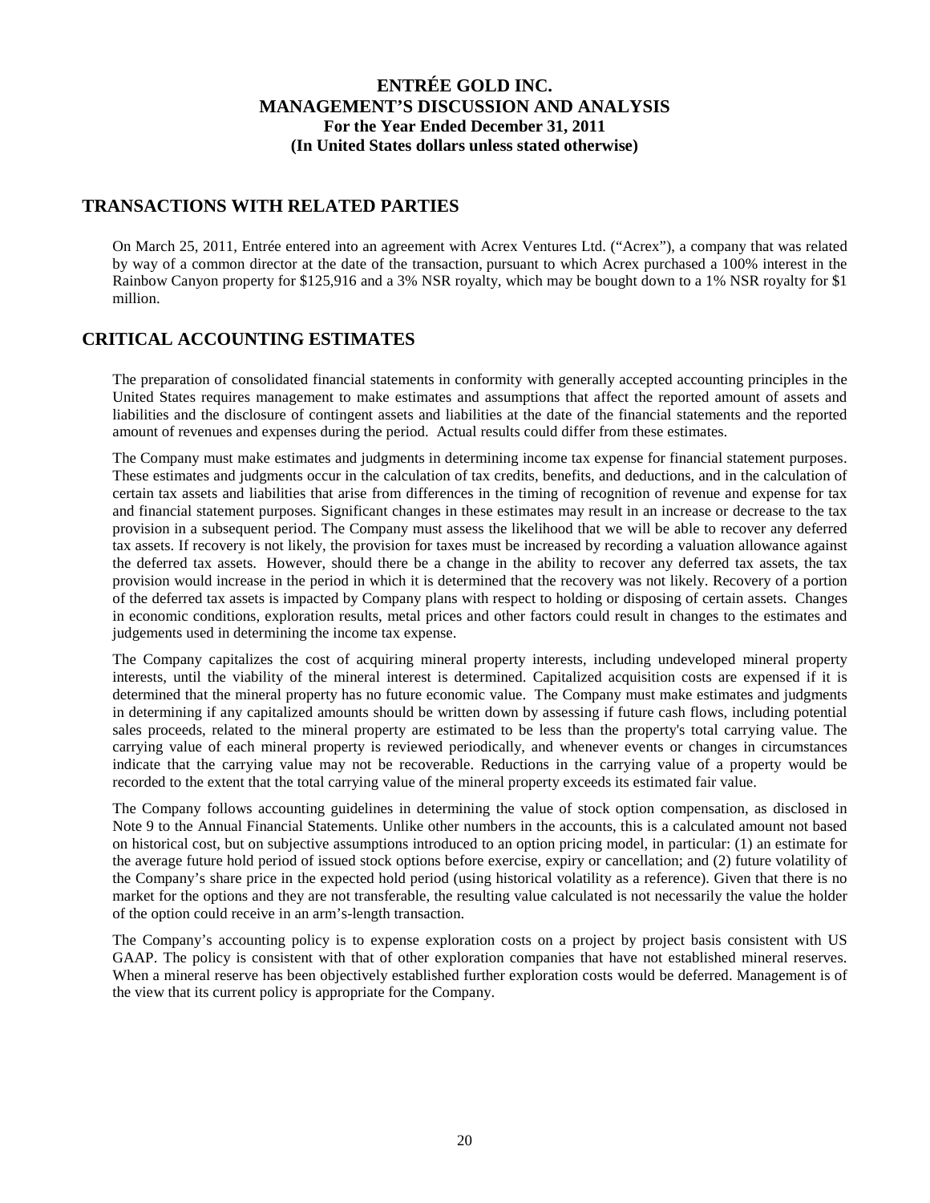## TRANSACTIONS WITH RELATED PARTIES

On March 25, 2011, Entrée entered into an agreement with Acrex Ventures Ltd. ("Acrex"), a company that was related by way of a common director at the date of the transaction, pursuant to which Acrex purchased a 100% interest in the Rainbow Canyon property for $125,916 and a 3% NSR royalty, which may be bought down to a 1% NSR royalty for $1 million.

## CRITICAL ACCOUNTING ESTIMATES

The preparation of consolidated financial statements in conformity with generally accepted accounting principles in the United States requires management to make estimates and assumptions that affect the reported amount of assets and liabilities and the disclosure of contingent assets and liabilities at the date of the financial statements and the reported amount of revenues and expenses during the period. Actual results could differ from these estimates.

The Company must make estimates and judgments in determining income tax expense for financial statement purposes. These estimates and judgments occur in the calculation of tax credits, benefits, and deductions, and in the calculation of certain tax assets and liabilities that arise from differences in the timing of recognition of revenue and expense for tax and financial statement purposes. Significant changes in these estimates may result in an increase or decrease to the tax provision in a subsequent period. The Company must assess the likelihood that we will be able to recover any deferred tax assets. If recovery is not likely, the provision for taxes must be increased by recording a valuation allowance against the deferred tax assets. However, should there be a change in the ability to recover any deferred tax assets, the tax provision would increase in the period in which it is determined that the recovery was not likely. Recovery of a portion of the deferred tax assets is impacted by Company plans with respect to holding or disposing of certain assets. Changes in economic conditions, exploration results, metal prices and other factors could result in changes to the estimates and judgements used in determining the income tax expense.

The Company capitalizes the cost of acquiring mineral property interests, including undeveloped mineral property interests, until the viability of the mineral interest is determined. Capitalized acquisition costs are expensed if it is determined that the mineral property has no future economic value. The Company must make estimates and judgments in determining if any capitalized amounts should be written down by assessing if future cash flows, including potential sales proceeds, related to the mineral property are estimated to be less than the property's total carrying value. The carrying value of each mineral property is reviewed periodically, and whenever events or changes in circumstances indicate that the carrying value may not be recoverable. Reductions in the carrying value of a property would be recorded to the extent that the total carrying value of the mineral property exceeds its estimated fair value.

The Company follows accounting guidelines in determining the value of stock option compensation, as disclosed in Note 9 to the Annual Financial Statements. Unlike other numbers in the accounts, this is a calculated amount not based on historical cost, but on subjective assumptions introduced to an option pricing model, in particular: (1) an estimate for the average future hold period of issued stock options before exercise, expiry or cancellation; and (2) future volatility of the Company's share price in the expected hold period (using historical volatility as a reference). Given that there is no market for the options and they are not transferable, the resulting value calculated is not necessarily the value the holder of the option could receive in an arm's-length transaction.

The Company's accounting policy is to expense exploration costs on a project by project basis consistent with US GAAP. The policy is consistent with that of other exploration companies that have not established mineral reserves. When a mineral reserve has been objectively established further exploration costs would be deferred. Management is of the view that its current policy is appropriate for the Company.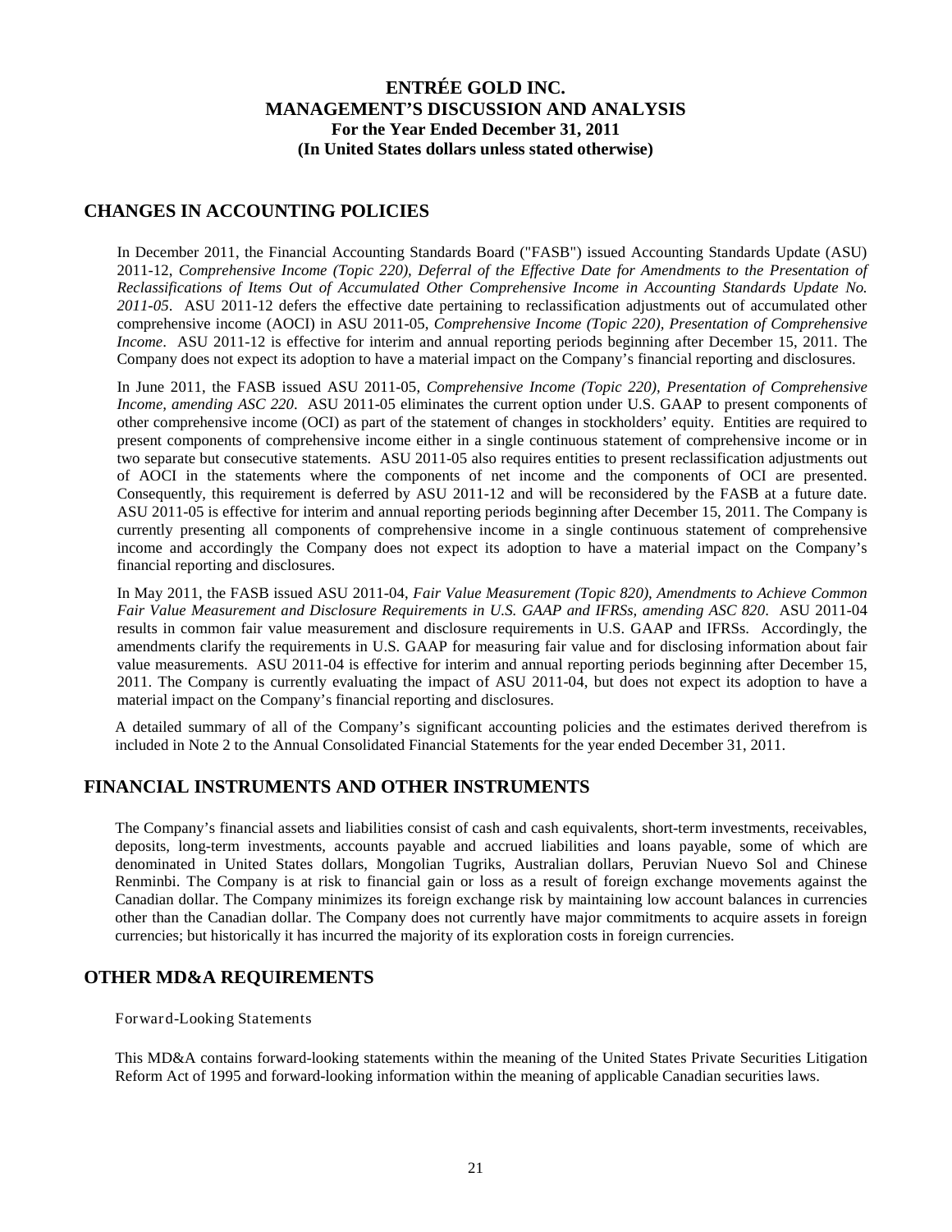## CHANGES IN ACCOUNTING POLICIES

In December 2011, the Financial Accounting Standards Board ("FASB") issued Accounting Standards Update (ASU) 2011-12, *Comprehensive Income (Topic 220), Deferral of the Effective Date for Amendments to the Presentation of Reclassifications of Items Out of Accumulated Other Comprehensive Income in Accounting Standards Update No. 2011-05*. ASU 2011-12 defers the effective date pertaining to reclassification adjustments out of accumulated other comprehensive income (AOCI) in ASU 2011-05, *Comprehensive Income (Topic 220), Presentation of Comprehensive Income*. ASU 2011-12 is effective for interim and annual reporting periods beginning after December 15, 2011. The Company does not expect its adoption to have a material impact on the Company's financial reporting and disclosures.

In June 2011, the FASB issued ASU 2011-05, *Comprehensive Income (Topic 220), Presentation of Comprehensive Income, amending ASC 220*. ASU 2011-05 eliminates the current option under U.S. GAAP to present components of other comprehensive income (OCI) as part of the statement of changes in stockholders' equity. Entities are required to present components of comprehensive income either in a single continuous statement of comprehensive income or in two separate but consecutive statements. ASU 2011-05 also requires entities to present reclassification adjustments out of AOCI in the statements where the components of net income and the components of OCI are presented. Consequently, this requirement is deferred by ASU 2011-12 and will be reconsidered by the FASB at a future date. ASU 2011-05 is effective for interim and annual reporting periods beginning after December 15, 2011. The Company is currently presenting all components of comprehensive income in a single continuous statement of comprehensive income and accordingly the Company does not expect its adoption to have a material impact on the Company's financial reporting and disclosures.

In May 2011, the FASB issued ASU 2011-04, *Fair Value Measurement (Topic 820), Amendments to Achieve Common Fair Value Measurement and Disclosure Requirements in U.S. GAAP and IFRSs, amending ASC 820*. ASU 2011-04 results in common fair value measurement and disclosure requirements in U.S. GAAP and IFRSs. Accordingly, the amendments clarify the requirements in U.S. GAAP for measuring fair value and for disclosing information about fair value measurements. ASU 2011-04 is effective for interim and annual reporting periods beginning after December 15, 2011. The Company is currently evaluating the impact of ASU 2011-04, but does not expect its adoption to have a material impact on the Company's financial reporting and disclosures.

A detailed summary of all of the Company's significant accounting policies and the estimates derived therefrom is included in Note 2 to the Annual Consolidated Financial Statements for the year ended December 31, 2011.

## FINANCIAL INSTRUMENTS AND OTHER INSTRUMENTS

The Company's financial assets and liabilities consist of cash and cash equivalents, short-term investments, receivables, deposits, long-term investments, accounts payable and accrued liabilities and loans payable, some of which are denominated in United States dollars, Mongolian Tugriks, Australian dollars, Peruvian Nuevo Sol and Chinese Renminbi. The Company is at risk to financial gain or loss as a result of foreign exchange movements against the Canadian dollar. The Company minimizes its foreign exchange risk by maintaining low account balances in currencies other than the Canadian dollar. The Company does not currently have major commitments to acquire assets in foreign currencies; but historically it has incurred the majority of its exploration costs in foreign currencies.

## OTHER MD&A REQUIREMENTS

Forward-Looking Statements

This MD&A contains forward-looking statements within the meaning of the United States Private Securities Litigation Reform Act of 1995 and forward-looking information within the meaning of applicable Canadian securities laws.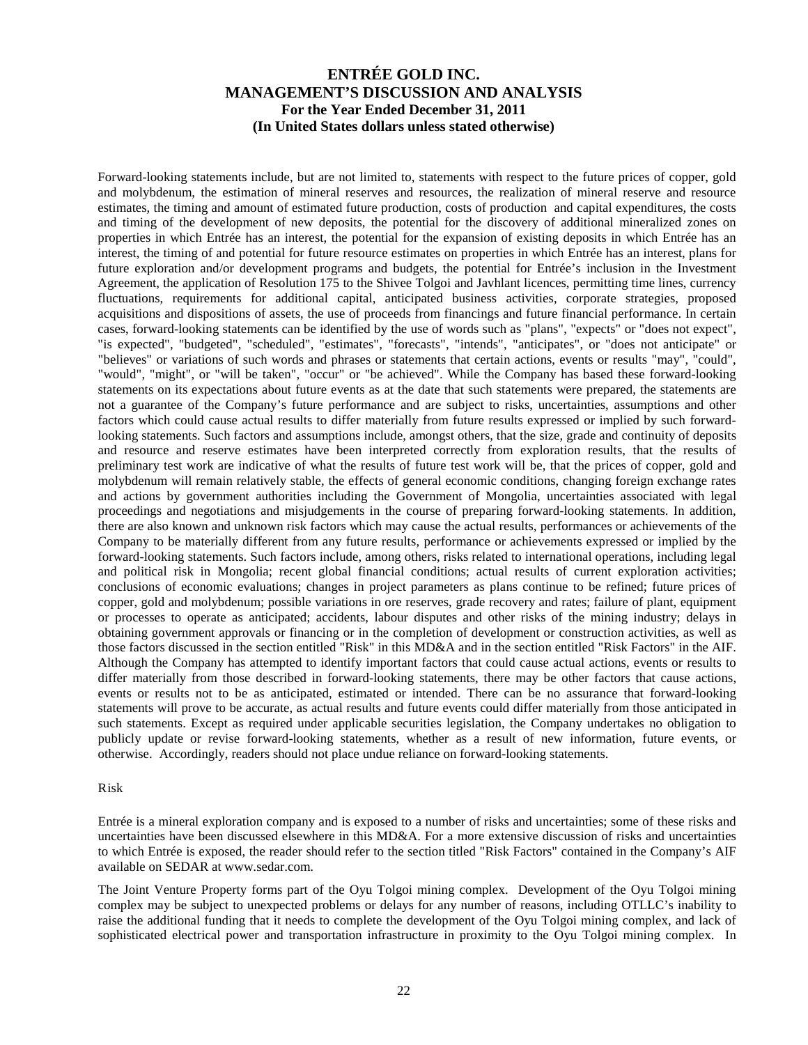Forward-looking statements include, but are not limited to, statements with respect to the future prices of copper, gold and molybdenum, the estimation of mineral reserves and resources, the realization of mineral reserve and resource estimates, the timing and amount of estimated future production, costs of production and capital expenditures, the costs and timing of the development of new deposits, the potential for the discovery of additional mineralized zones on properties in which Entrée has an interest, the potential for the expansion of existing deposits in which Entrée has an interest, the timing of and potential for future resource estimates on properties in which Entrée has an interest, plans for future exploration and/or development programs and budgets, the potential for Entrée's inclusion in the Investment Agreement, the application of Resolution 175 to the Shivee Tolgoi and Javhlant licences, permitting time lines, currency fluctuations, requirements for additional capital, anticipated business activities, corporate strategies, proposed acquisitions and dispositions of assets, the use of proceeds from financings and future financial performance. In certain cases, forward-looking statements can be identified by the use of words such as "plans", "expects" or "does not expect", "is expected", "budgeted", "scheduled", "estimates", "forecasts", "intends", "anticipates", or "does not anticipate" or "believes" or variations of such words and phrases or statements that certain actions, events or results "may", "could", "would", "might", or "will be taken", "occur" or "be achieved". While the Company has based these forward-looking statements on its expectations about future events as at the date that such statements were prepared, the statements are not a guarantee of the Company's future performance and are subject to risks, uncertainties, assumptions and other factors which could cause actual results to differ materially from future results expressed or implied by such forward-looking statements. Such factors and assumptions include, amongst others, that the size, grade and continuity of deposits and resource and reserve estimates have been interpreted correctly from exploration results, that the results of preliminary test work are indicative of what the results of future test work will be, that the prices of copper, gold and molybdenum will remain relatively stable, the effects of general economic conditions, changing foreign exchange rates and actions by government authorities including the Government of Mongolia, uncertainties associated with legal proceedings and negotiations and misjudgements in the course of preparing forward-looking statements. In addition, there are also known and unknown risk factors which may cause the actual results, performances or achievements of the Company to be materially different from any future results, performance or achievements expressed or implied by the forward-looking statements. Such factors include, among others, risks related to international operations, including legal and political risk in Mongolia; recent global financial conditions; actual results of current exploration activities; conclusions of economic evaluations; changes in project parameters as plans continue to be refined; future prices of copper, gold and molybdenum; possible variations in ore reserves, grade recovery and rates; failure of plant, equipment or processes to operate as anticipated; accidents, labour disputes and other risks of the mining industry; delays in obtaining government approvals or financing or in the completion of development or construction activities, as well as those factors discussed in the section entitled "Risk" in this MD&A and in the section entitled "Risk Factors" in the AIF. Although the Company has attempted to identify important factors that could cause actual actions, events or results to differ materially from those described in forward-looking statements, there may be other factors that cause actions, events or results not to be as anticipated, estimated or intended. There can be no assurance that forward-looking statements will prove to be accurate, as actual results and future events could differ materially from those anticipated in such statements. Except as required under applicable securities legislation, the Company undertakes no obligation to publicly update or revise forward-looking statements, whether as a result of new information, future events, or otherwise. Accordingly, readers should not place undue reliance on forward-looking statements.

## Risk

Entrée is a mineral exploration company and is exposed to a number of risks and uncertainties; some of these risks and uncertainties have been discussed elsewhere in this MD&A. For a more extensive discussion of risks and uncertainties to which Entrée is exposed, the reader should refer to the section titled "Risk Factors" contained in the Company's AIF available on SEDAR at www.sedar.com.

The Joint Venture Property forms part of the Oyu Tolgoi mining complex. Development of the Oyu Tolgoi mining complex may be subject to unexpected problems or delays for any number of reasons, including OTLLC's inability to raise the additional funding that it needs to complete the development of the Oyu Tolgoi mining complex, and lack of sophisticated electrical power and transportation infrastructure in proximity to the Oyu Tolgoi mining complex. In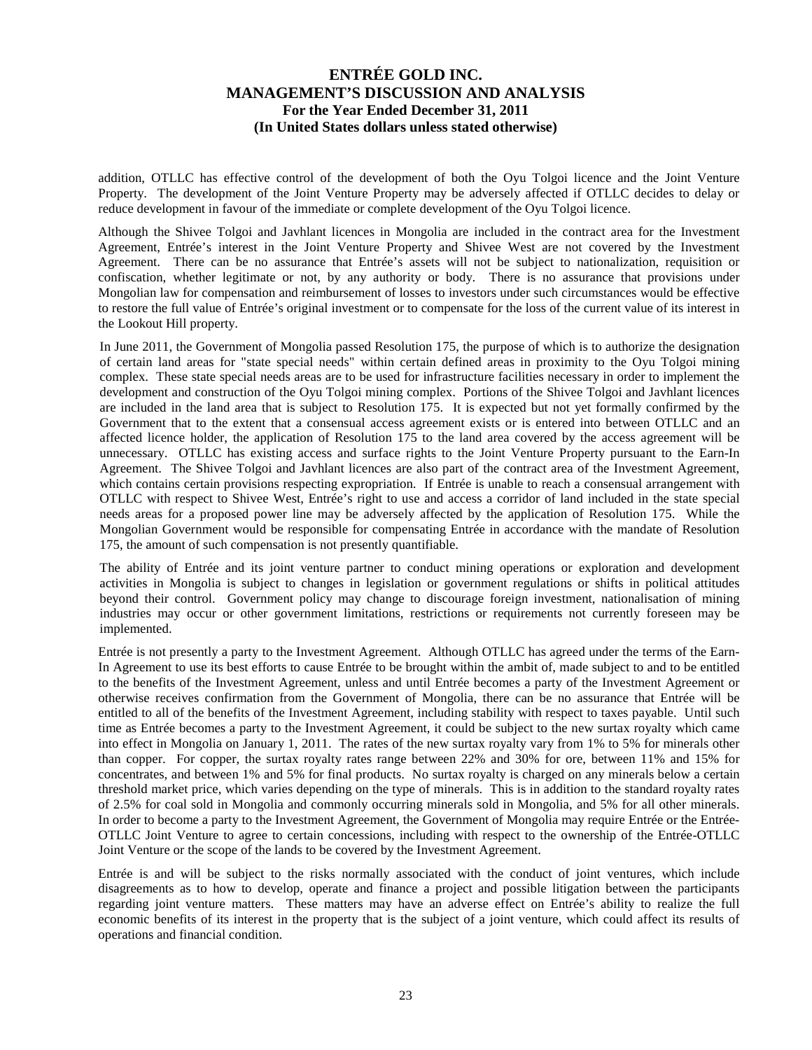addition, OTLLC has effective control of the development of both the Oyu Tolgoi licence and the Joint Venture Property. The development of the Joint Venture Property may be adversely affected if OTLLC decides to delay or reduce development in favour of the immediate or complete development of the Oyu Tolgoi licence.

Although the Shivee Tolgoi and Javhlant licences in Mongolia are included in the contract area for the Investment Agreement, Entrée's interest in the Joint Venture Property and Shivee West are not covered by the Investment Agreement. There can be no assurance that Entrée's assets will not be subject to nationalization, requisition or confiscation, whether legitimate or not, by any authority or body. There is no assurance that provisions under Mongolian law for compensation and reimbursement of losses to investors under such circumstances would be effective to restore the full value of Entrée's original investment or to compensate for the loss of the current value of its interest in the Lookout Hill property.

In June 2011, the Government of Mongolia passed Resolution 175, the purpose of which is to authorize the designation of certain land areas for "state special needs" within certain defined areas in proximity to the Oyu Tolgoi mining complex. These state special needs areas are to be used for infrastructure facilities necessary in order to implement the development and construction of the Oyu Tolgoi mining complex. Portions of the Shivee Tolgoi and Javhlant licences are included in the land area that is subject to Resolution 175. It is expected but not yet formally confirmed by the Government that to the extent that a consensual access agreement exists or is entered into between OTLLC and an affected licence holder, the application of Resolution 175 to the land area covered by the access agreement will be unnecessary. OTLLC has existing access and surface rights to the Joint Venture Property pursuant to the Earn-In Agreement. The Shivee Tolgoi and Javhlant licences are also part of the contract area of the Investment Agreement, which contains certain provisions respecting expropriation. If Entrée is unable to reach a consensual arrangement with OTLLC with respect to Shivee West, Entrée's right to use and access a corridor of land included in the state special needs areas for a proposed power line may be adversely affected by the application of Resolution 175. While the Mongolian Government would be responsible for compensating Entrée in accordance with the mandate of Resolution 175, the amount of such compensation is not presently quantifiable.

The ability of Entrée and its joint venture partner to conduct mining operations or exploration and development activities in Mongolia is subject to changes in legislation or government regulations or shifts in political attitudes beyond their control. Government policy may change to discourage foreign investment, nationalisation of mining industries may occur or other government limitations, restrictions or requirements not currently foreseen may be implemented.

Entrée is not presently a party to the Investment Agreement. Although OTLLC has agreed under the terms of the Earn-In Agreement to use its best efforts to cause Entrée to be brought within the ambit of, made subject to and to be entitled to the benefits of the Investment Agreement, unless and until Entrée becomes a party of the Investment Agreement or otherwise receives confirmation from the Government of Mongolia, there can be no assurance that Entrée will be entitled to all of the benefits of the Investment Agreement, including stability with respect to taxes payable. Until such time as Entrée becomes a party to the Investment Agreement, it could be subject to the new surtax royalty which came into effect in Mongolia on January 1, 2011. The rates of the new surtax royalty vary from 1% to 5% for minerals other than copper. For copper, the surtax royalty rates range between 22% and 30% for ore, between 11% and 15% for concentrates, and between 1% and 5% for final products. No surtax royalty is charged on any minerals below a certain threshold market price, which varies depending on the type of minerals. This is in addition to the standard royalty rates of 2.5% for coal sold in Mongolia and commonly occurring minerals sold in Mongolia, and 5% for all other minerals. In order to become a party to the Investment Agreement, the Government of Mongolia may require Entrée or the Entrée-OTLLC Joint Venture to agree to certain concessions, including with respect to the ownership of the Entrée-OTLLC Joint Venture or the scope of the lands to be covered by the Investment Agreement.

Entrée is and will be subject to the risks normally associated with the conduct of joint ventures, which include disagreements as to how to develop, operate and finance a project and possible litigation between the participants regarding joint venture matters. These matters may have an adverse effect on Entrée's ability to realize the full economic benefits of its interest in the property that is the subject of a joint venture, which could affect its results of operations and financial condition.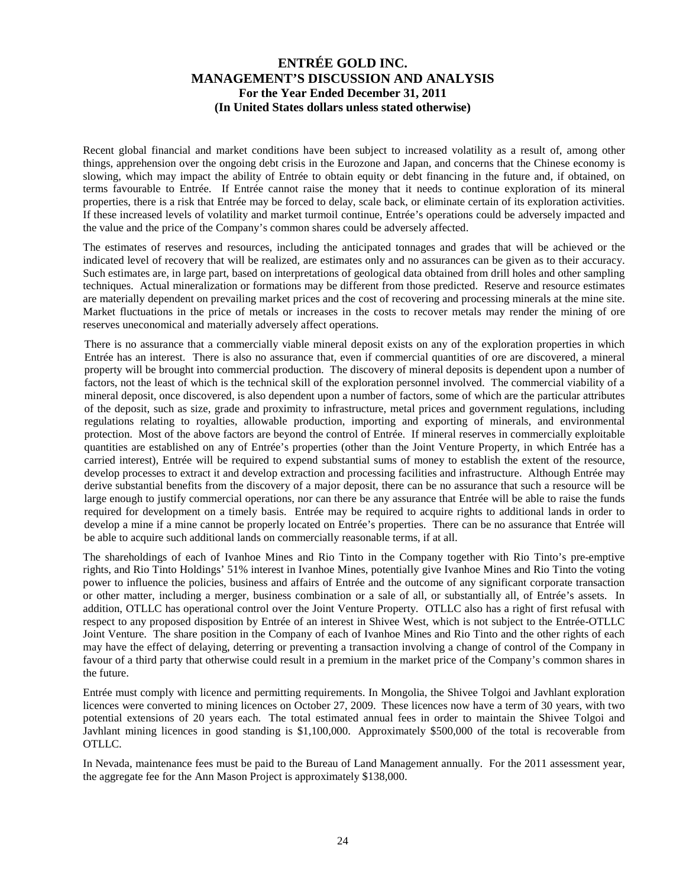Recent global financial and market conditions have been subject to increased volatility as a result of, among other things, apprehension over the ongoing debt crisis in the Eurozone and Japan, and concerns that the Chinese economy is slowing, which may impact the ability of Entrée to obtain equity or debt financing in the future and, if obtained, on terms favourable to Entrée. If Entrée cannot raise the money that it needs to continue exploration of its mineral properties, there is a risk that Entrée may be forced to delay, scale back, or eliminate certain of its exploration activities. If these increased levels of volatility and market turmoil continue, Entrée's operations could be adversely impacted and the value and the price of the Company's common shares could be adversely affected.

The estimates of reserves and resources, including the anticipated tonnages and grades that will be achieved or the indicated level of recovery that will be realized, are estimates only and no assurances can be given as to their accuracy. Such estimates are, in large part, based on interpretations of geological data obtained from drill holes and other sampling techniques. Actual mineralization or formations may be different from those predicted. Reserve and resource estimates are materially dependent on prevailing market prices and the cost of recovering and processing minerals at the mine site. Market fluctuations in the price of metals or increases in the costs to recover metals may render the mining of ore reserves uneconomical and materially adversely affect operations.

There is no assurance that a commercially viable mineral deposit exists on any of the exploration properties in which Entrée has an interest. There is also no assurance that, even if commercial quantities of ore are discovered, a mineral property will be brought into commercial production. The discovery of mineral deposits is dependent upon a number of factors, not the least of which is the technical skill of the exploration personnel involved. The commercial viability of a mineral deposit, once discovered, is also dependent upon a number of factors, some of which are the particular attributes of the deposit, such as size, grade and proximity to infrastructure, metal prices and government regulations, including regulations relating to royalties, allowable production, importing and exporting of minerals, and environmental protection. Most of the above factors are beyond the control of Entrée. If mineral reserves in commercially exploitable quantities are established on any of Entrée's properties (other than the Joint Venture Property, in which Entrée has a carried interest), Entrée will be required to expend substantial sums of money to establish the extent of the resource, develop processes to extract it and develop extraction and processing facilities and infrastructure. Although Entrée may derive substantial benefits from the discovery of a major deposit, there can be no assurance that such a resource will be large enough to justify commercial operations, nor can there be any assurance that Entrée will be able to raise the funds required for development on a timely basis. Entrée may be required to acquire rights to additional lands in order to develop a mine if a mine cannot be properly located on Entrée's properties. There can be no assurance that Entrée will be able to acquire such additional lands on commercially reasonable terms, if at all.

The shareholdings of each of Ivanhoe Mines and Rio Tinto in the Company together with Rio Tinto's pre-emptive rights, and Rio Tinto Holdings' 51% interest in Ivanhoe Mines, potentially give Ivanhoe Mines and Rio Tinto the voting power to influence the policies, business and affairs of Entrée and the outcome of any significant corporate transaction or other matter, including a merger, business combination or a sale of all, or substantially all, of Entrée's assets. In addition, OTLLC has operational control over the Joint Venture Property. OTLLC also has a right of first refusal with respect to any proposed disposition by Entrée of an interest in Shivee West, which is not subject to the Entrée-OTLLC Joint Venture. The share position in the Company of each of Ivanhoe Mines and Rio Tinto and the other rights of each may have the effect of delaying, deterring or preventing a transaction involving a change of control of the Company in favour of a third party that otherwise could result in a premium in the market price of the Company's common shares in the future.

Entrée must comply with licence and permitting requirements. In Mongolia, the Shivee Tolgoi and Javhlant exploration licences were converted to mining licences on October 27, 2009. These licences now have a term of 30 years, with two potential extensions of 20 years each. The total estimated annual fees in order to maintain the Shivee Tolgoi and Javhlant mining licences in good standing is $1,100,000. Approximately $500,000 of the total is recoverable from OTLLC.

In Nevada, maintenance fees must be paid to the Bureau of Land Management annually. For the 2011 assessment year, the aggregate fee for the Ann Mason Project is approximately $138,000.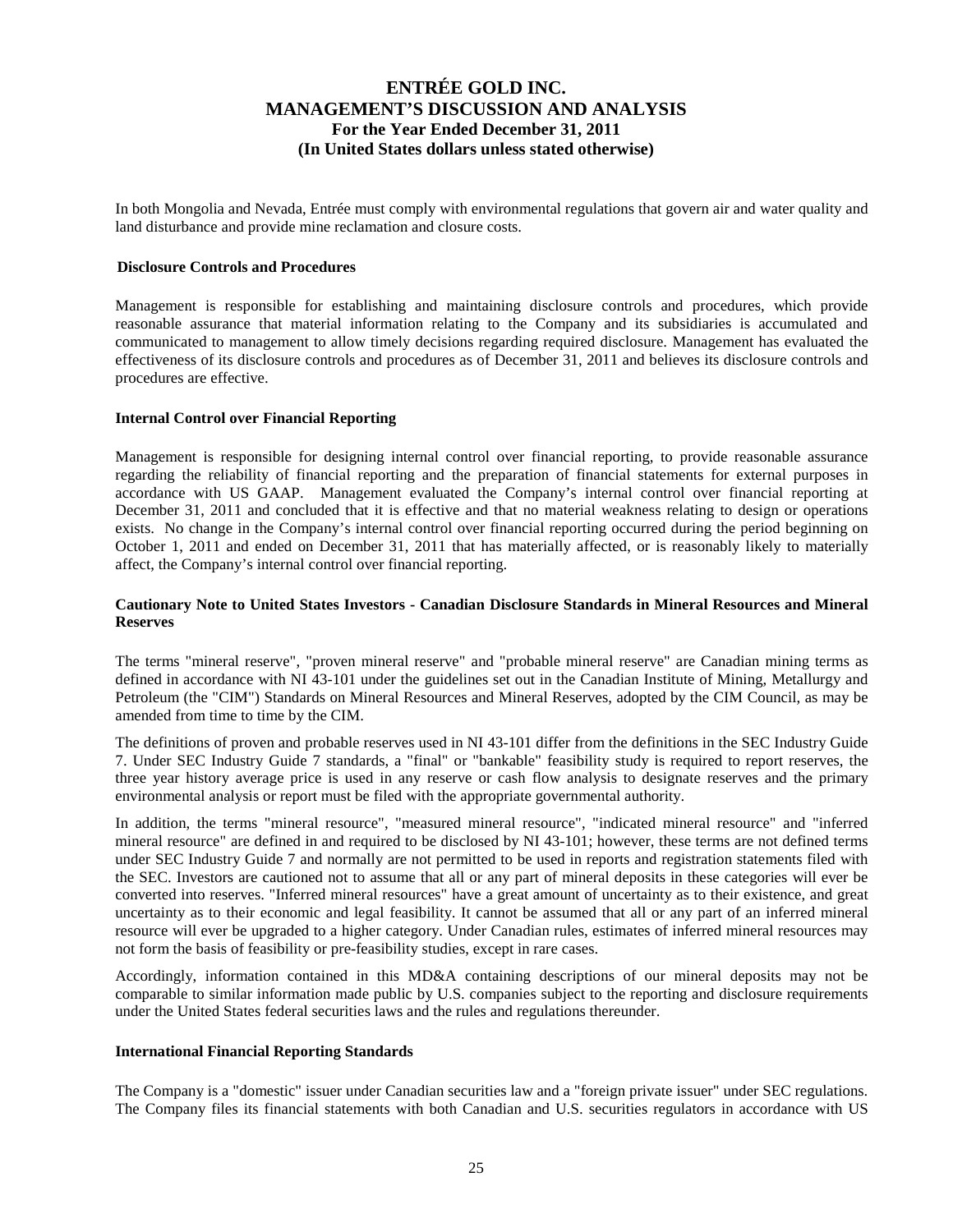In both Mongolia and Nevada, Entrée must comply with environmental regulations that govern air and water quality and land disturbance and provide mine reclamation and closure costs.

### Disclosure Controls and Procedures

Management is responsible for establishing and maintaining disclosure controls and procedures, which provide reasonable assurance that material information relating to the Company and its subsidiaries is accumulated and communicated to management to allow timely decisions regarding required disclosure. Management has evaluated the effectiveness of its disclosure controls and procedures as of December 31, 2011 and believes its disclosure controls and procedures are effective.

### Internal Control over Financial Reporting

Management is responsible for designing internal control over financial reporting, to provide reasonable assurance regarding the reliability of financial reporting and the preparation of financial statements for external purposes in accordance with US GAAP. Management evaluated the Company's internal control over financial reporting at December 31, 2011 and concluded that it is effective and that no material weakness relating to design or operations exists. No change in the Company's internal control over financial reporting occurred during the period beginning on October 1, 2011 and ended on December 31, 2011 that has materially affected, or is reasonably likely to materially affect, the Company's internal control over financial reporting.

### Cautionary Note to United States Investors - Canadian Disclosure Standards in Mineral Resources and Mineral Reserves

The terms "mineral reserve", "proven mineral reserve" and "probable mineral reserve" are Canadian mining terms as defined in accordance with NI 43-101 under the guidelines set out in the Canadian Institute of Mining, Metallurgy and Petroleum (the "CIM") Standards on Mineral Resources and Mineral Reserves, adopted by the CIM Council, as may be amended from time to time by the CIM.

The definitions of proven and probable reserves used in NI 43-101 differ from the definitions in the SEC Industry Guide 7. Under SEC Industry Guide 7 standards, a "final" or "bankable" feasibility study is required to report reserves, the three year history average price is used in any reserve or cash flow analysis to designate reserves and the primary environmental analysis or report must be filed with the appropriate governmental authority.

In addition, the terms "mineral resource", "measured mineral resource", "indicated mineral resource" and "inferred mineral resource" are defined in and required to be disclosed by NI 43-101; however, these terms are not defined terms under SEC Industry Guide 7 and normally are not permitted to be used in reports and registration statements filed with the SEC. Investors are cautioned not to assume that all or any part of mineral deposits in these categories will ever be converted into reserves. "Inferred mineral resources" have a great amount of uncertainty as to their existence, and great uncertainty as to their economic and legal feasibility. It cannot be assumed that all or any part of an inferred mineral resource will ever be upgraded to a higher category. Under Canadian rules, estimates of inferred mineral resources may not form the basis of feasibility or pre-feasibility studies, except in rare cases.

Accordingly, information contained in this MD&A containing descriptions of our mineral deposits may not be comparable to similar information made public by U.S. companies subject to the reporting and disclosure requirements under the United States federal securities laws and the rules and regulations thereunder.

### International Financial Reporting Standards

The Company is a "domestic" issuer under Canadian securities law and a "foreign private issuer" under SEC regulations. The Company files its financial statements with both Canadian and U.S. securities regulators in accordance with US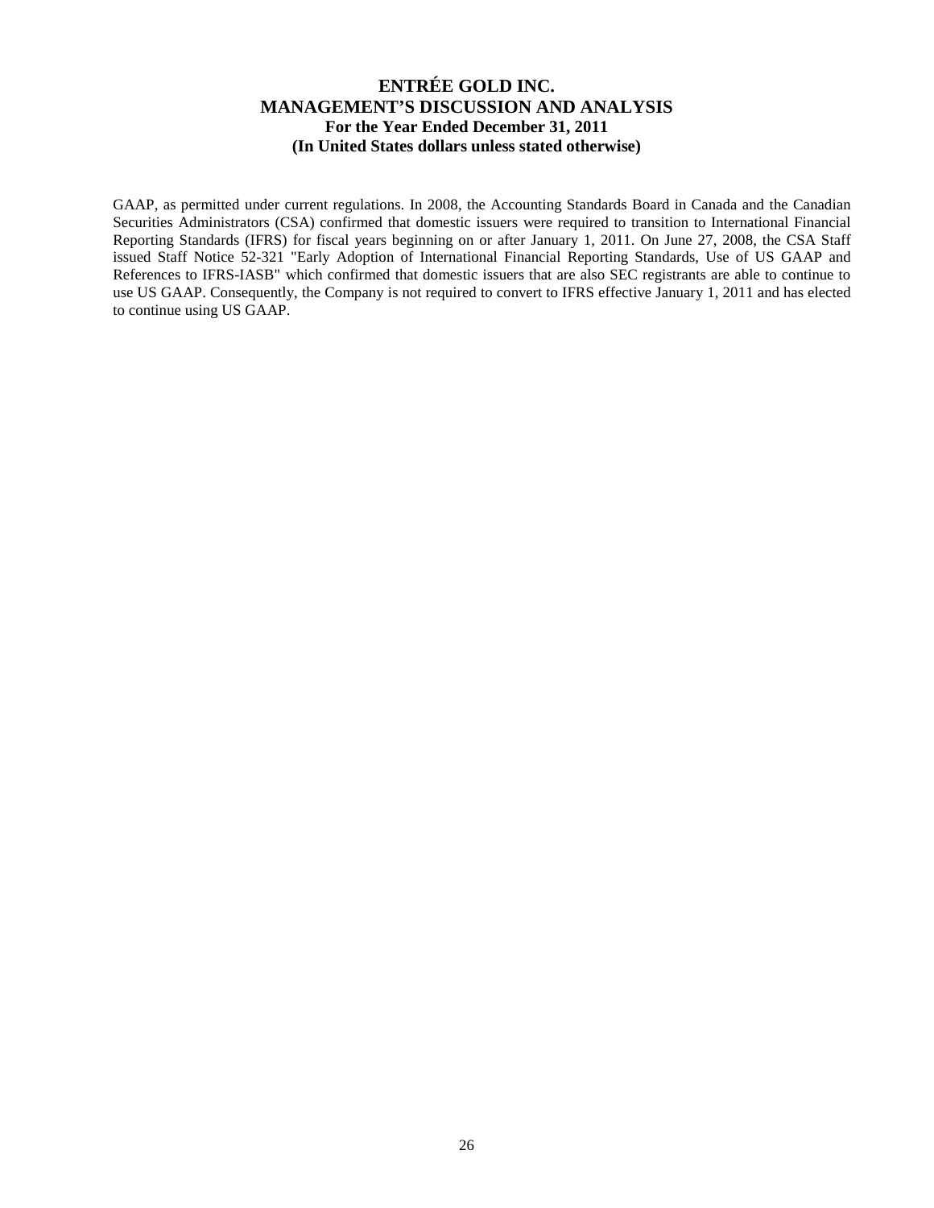GAAP, as permitted under current regulations. In 2008, the Accounting Standards Board in Canada and the Canadian Securities Administrators (CSA) confirmed that domestic issuers were required to transition to International Financial Reporting Standards (IFRS) for fiscal years beginning on or after January 1, 2011. On June 27, 2008, the CSA Staff issued Staff Notice 52-321 "Early Adoption of International Financial Reporting Standards, Use of US GAAP and References to IFRS-IASB" which confirmed that domestic issuers that are also SEC registrants are able to continue to use US GAAP. Consequently, the Company is not required to convert to IFRS effective January 1, 2011 and has elected to continue using US GAAP.